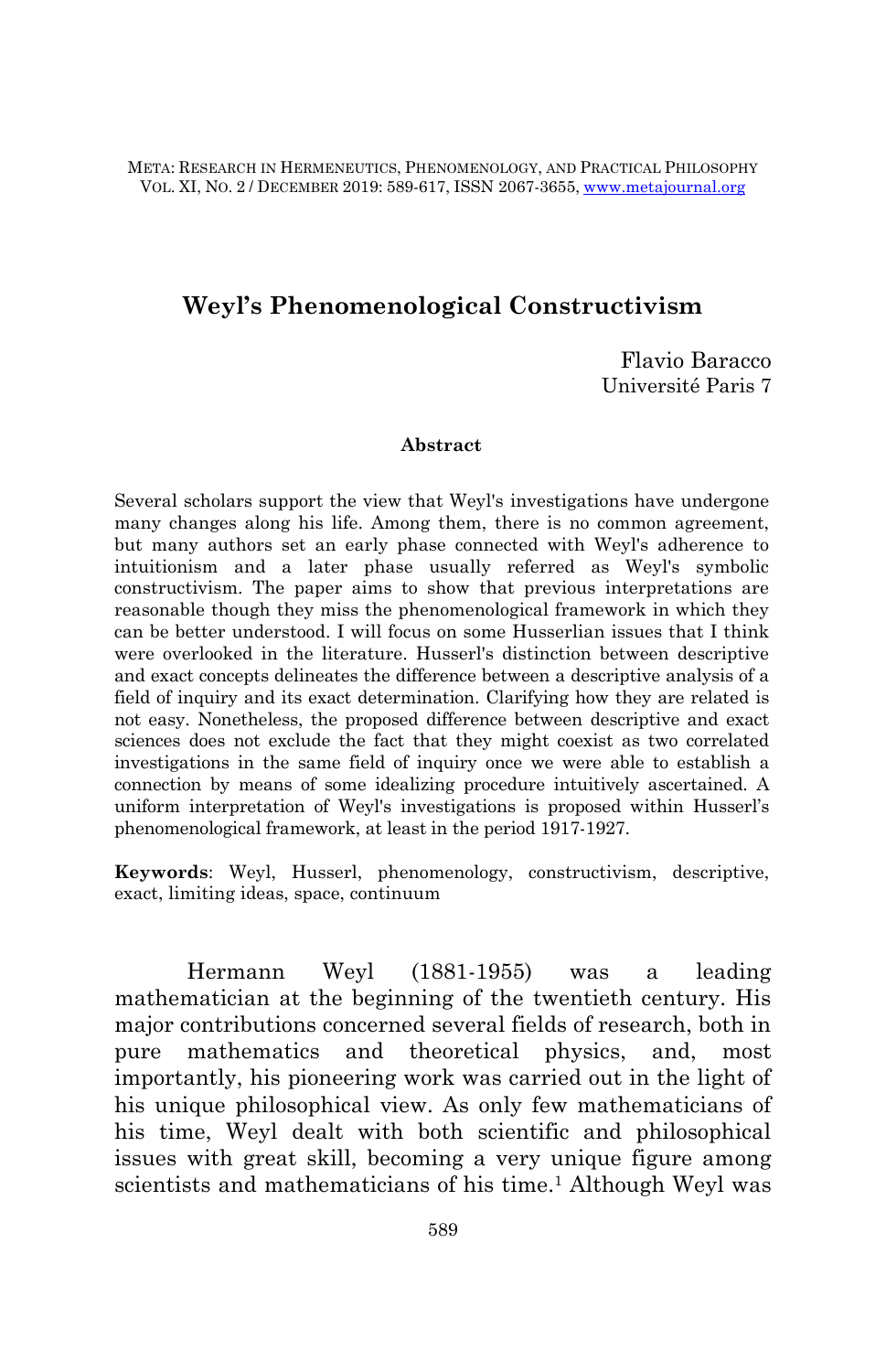# Weyl's Phenomenological Constructivism

Flavio Baracco
Université Paris 7

### Abstract

Several scholars support the view that Weyl's investigations have undergone many changes along his life. Among them, there is no common agreement, but many authors set an early phase connected with Weyl's adherence to intuitionism and a later phase usually referred as Weyl's symbolic constructivism. The paper aims to show that previous interpretations are reasonable though they miss the phenomenological framework in which they can be better understood. I will focus on some Husserlian issues that I think were overlooked in the literature. Husserl's distinction between descriptive and exact concepts delineates the difference between a descriptive analysis of a field of inquiry and its exact determination. Clarifying how they are related is not easy. Nonetheless, the proposed difference between descriptive and exact sciences does not exclude the fact that they might coexist as two correlated investigations in the same field of inquiry once we were able to establish a connection by means of some idealizing procedure intuitively ascertained. A uniform interpretation of Weyl's investigations is proposed within Husserl's phenomenological framework, at least in the period 1917-1927.

**Keywords**: Weyl, Husserl, phenomenology, constructivism, descriptive, exact, limiting ideas, space, continuum

Hermann Weyl (1881-1955) was a leading mathematician at the beginning of the twentieth century. His major contributions concerned several fields of research, both in pure mathematics and theoretical physics, and, most importantly, his pioneering work was carried out in the light of his unique philosophical view. As only few mathematicians of his time, Weyl dealt with both scientific and philosophical issues with great skill, becoming a very unique figure among scientists and mathematicians of his time.[1] Although Weyl was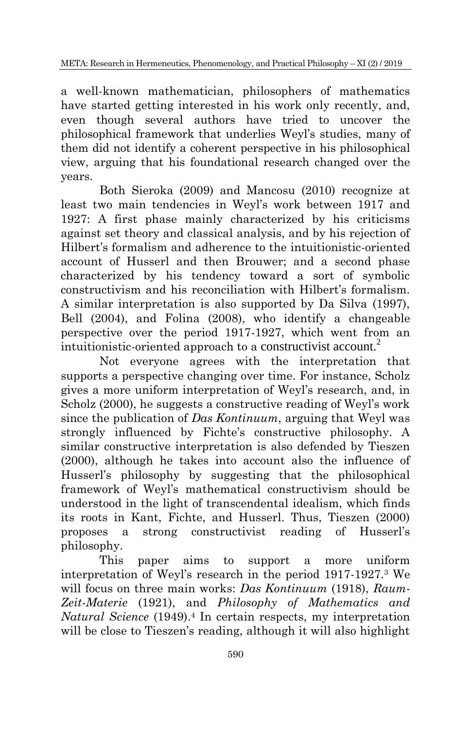a well-known mathematician, philosophers of mathematics have started getting interested in his work only recently, and, even though several authors have tried to uncover the philosophical framework that underlies Weyl's studies, many of them did not identify a coherent perspective in his philosophical view, arguing that his foundational research changed over the years.

Both Sieroka (2009) and Mancosu (2010) recognize at least two main tendencies in Weyl's work between 1917 and 1927: A first phase mainly characterized by his criticisms against set theory and classical analysis, and by his rejection of Hilbert's formalism and adherence to the intuitionistic-oriented account of Husserl and then Brouwer; and a second phase characterized by his tendency toward a sort of symbolic constructivism and his reconciliation with Hilbert's formalism. A similar interpretation is also supported by Da Silva (1997), Bell (2004), and Folina (2008), who identify a changeable perspective over the period 1917-1927, which went from an intuitionistic-oriented approach to a constructivist account.[2]

Not everyone agrees with the interpretation that supports a perspective changing over time. For instance, Scholz gives a more uniform interpretation of Weyl's research, and, in Scholz (2000), he suggests a constructive reading of Weyl's work since the publication of *Das Kontinuum*, arguing that Weyl was strongly influenced by Fichte's constructive philosophy. A similar constructive interpretation is also defended by Tieszen (2000), although he takes into account also the influence of Husserl's philosophy by suggesting that the philosophical framework of Weyl's mathematical constructivism should be understood in the light of transcendental idealism, which finds its roots in Kant, Fichte, and Husserl. Thus, Tieszen (2000) proposes a strong constructivist reading of Husserl's philosophy.

This paper aims to support a more uniform interpretation of Weyl's research in the period 1917-1927.[3] We will focus on three main works: *Das Kontinuum* (1918), *Raum-Zeit-Materie* (1921), and *Philosophy of Mathematics and Natural Science* (1949).[4] In certain respects, my interpretation will be close to Tieszen's reading, although it will also highlight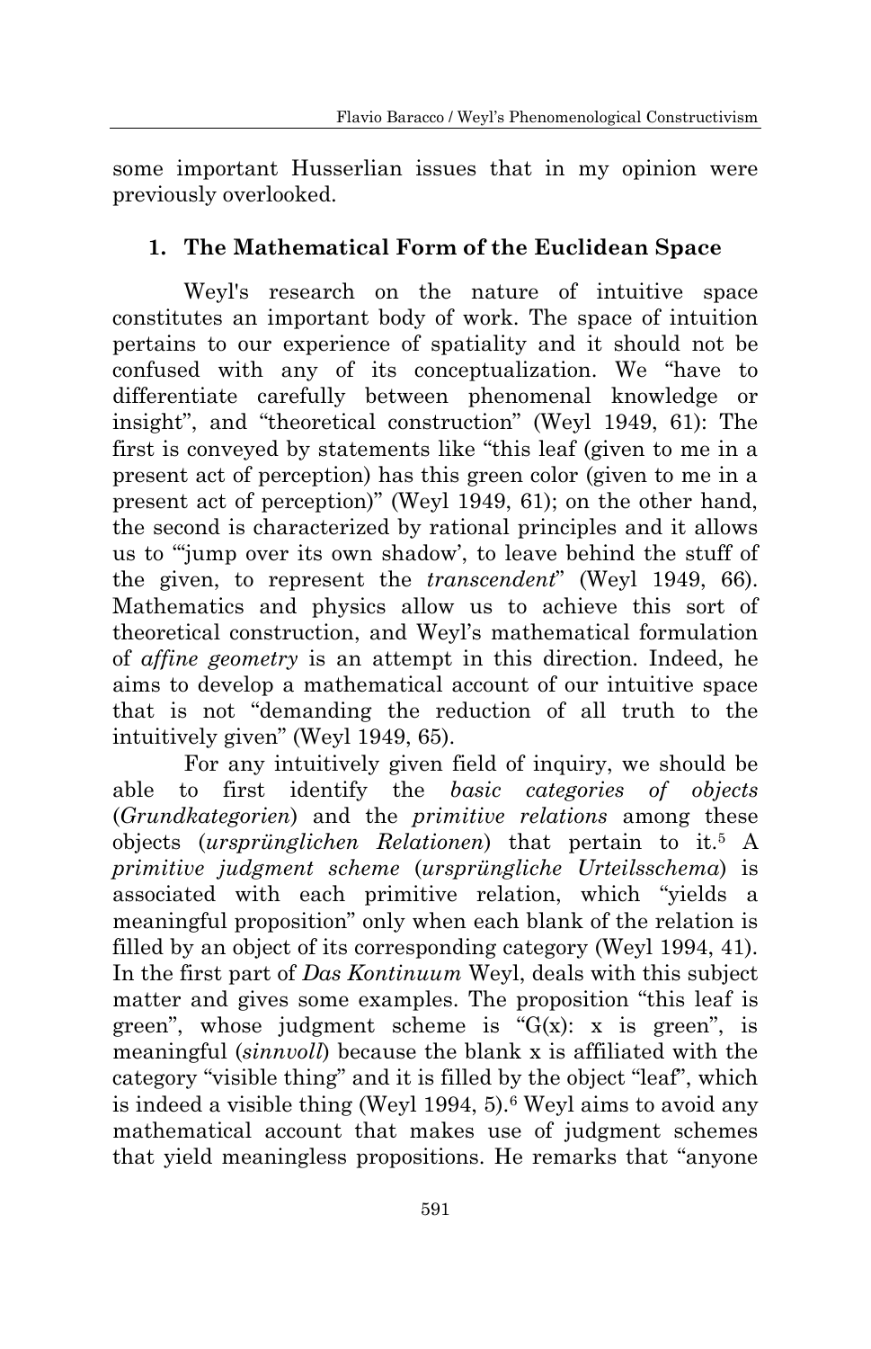some important Husserlian issues that in my opinion were previously overlooked.

## 1. The Mathematical Form of the Euclidean Space

Weyl's research on the nature of intuitive space constitutes an important body of work. The space of intuition pertains to our experience of spatiality and it should not be confused with any of its conceptualization. We "have to differentiate carefully between phenomenal knowledge or insight", and "theoretical construction" (Weyl 1949, 61): The first is conveyed by statements like "this leaf (given to me in a present act of perception) has this green color (given to me in a present act of perception)" (Weyl 1949, 61); on the other hand, the second is characterized by rational principles and it allows us to "'jump over its own shadow', to leave behind the stuff of the given, to represent the *transcendent*" (Weyl 1949, 66). Mathematics and physics allow us to achieve this sort of theoretical construction, and Weyl's mathematical formulation of *affine geometry* is an attempt in this direction. Indeed, he aims to develop a mathematical account of our intuitive space that is not "demanding the reduction of all truth to the intuitively given" (Weyl 1949, 65).

For any intuitively given field of inquiry, we should be able to first identify the *basic categories of objects* (*Grundkategorien*) and the *primitive relations* among these objects (*ursprünglichen Relationen*) that pertain to it.[5] A *primitive judgment scheme* (*ursprüngliche Urteilsschema*) is associated with each primitive relation, which "yields a meaningful proposition" only when each blank of the relation is filled by an object of its corresponding category (Weyl 1994, 41). In the first part of *Das Kontinuum* Weyl, deals with this subject matter and gives some examples. The proposition "this leaf is green", whose judgment scheme is "G(x): x is green", is meaningful (*sinnvoll*) because the blank x is affiliated with the category "visible thing" and it is filled by the object "leaf", which is indeed a visible thing (Weyl 1994, 5).[6] Weyl aims to avoid any mathematical account that makes use of judgment schemes that yield meaningless propositions. He remarks that "anyone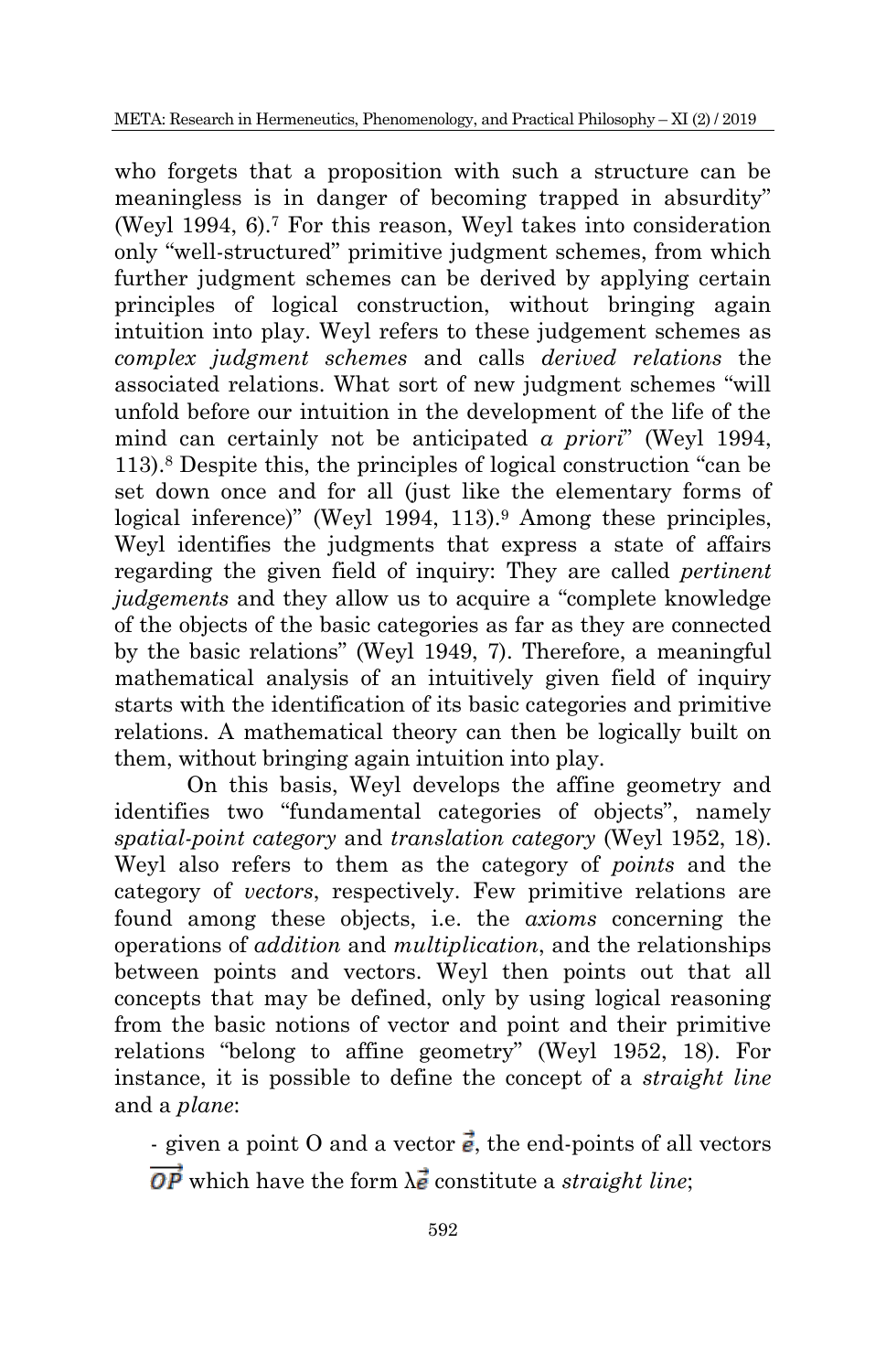who forgets that a proposition with such a structure can be meaningless is in danger of becoming trapped in absurdity" (Weyl 1994, 6).[7] For this reason, Weyl takes into consideration only "well-structured" primitive judgment schemes, from which further judgment schemes can be derived by applying certain principles of logical construction, without bringing again intuition into play. Weyl refers to these judgement schemes as *complex judgment schemes* and calls *derived relations* the associated relations. What sort of new judgment schemes "will unfold before our intuition in the development of the life of the mind can certainly not be anticipated *a priori*" (Weyl 1994, 113).[8] Despite this, the principles of logical construction "can be set down once and for all (just like the elementary forms of logical inference)" (Weyl 1994, 113).[9] Among these principles, Weyl identifies the judgments that express a state of affairs regarding the given field of inquiry: They are called *pertinent judgements* and they allow us to acquire a "complete knowledge of the objects of the basic categories as far as they are connected by the basic relations" (Weyl 1949, 7). Therefore, a meaningful mathematical analysis of an intuitively given field of inquiry starts with the identification of its basic categories and primitive relations. A mathematical theory can then be logically built on them, without bringing again intuition into play.

On this basis, Weyl develops the affine geometry and identifies two "fundamental categories of objects", namely *spatial-point category* and *translation category* (Weyl 1952, 18). Weyl also refers to them as the category of *points* and the category of *vectors*, respectively. Few primitive relations are found among these objects, i.e. the *axioms* concerning the operations of *addition* and *multiplication*, and the relationships between points and vectors. Weyl then points out that all concepts that may be defined, only by using logical reasoning from the basic notions of vector and point and their primitive relations "belong to affine geometry" (Weyl 1952, 18). For instance, it is possible to define the concept of a *straight line* and a *plane*:

- given a point O and a vector $\vec{e}$, the end-points of all vectors $\overrightarrow{OP}$ which have the form $\lambda\vec{e}$ constitute a *straight line*;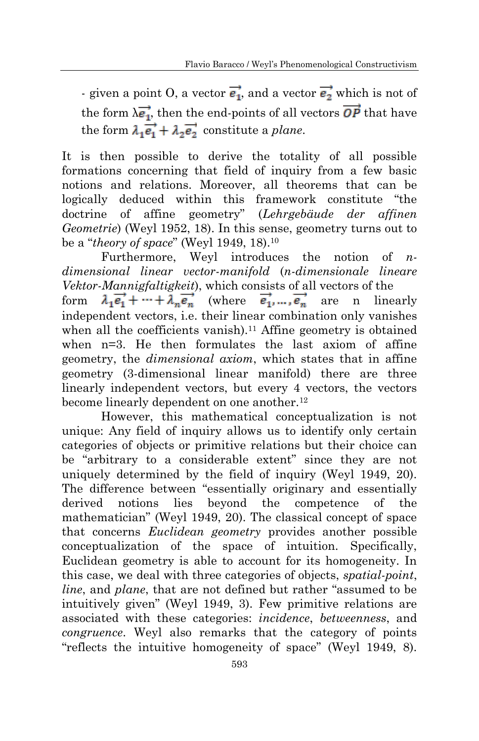- given a point O, a vector $\overrightarrow{e_1}$, and a vector $\overrightarrow{e_2}$ which is not of the form $\lambda\overrightarrow{e_1}$, then the end-points of all vectors $\overrightarrow{OP}$ that have the form $\lambda_1\overrightarrow{e_1} + \lambda_2\overrightarrow{e_2}$ constitute a *plane*.

It is then possible to derive the totality of all possible formations concerning that field of inquiry from a few basic notions and relations. Moreover, all theorems that can be logically deduced within this framework constitute "the doctrine of affine geometry" (*Lehrgebäude der affinen Geometrie*) (Weyl 1952, 18). In this sense, geometry turns out to be a "*theory of space*" (Weyl 1949, 18).[10]

Furthermore, Weyl introduces the notion of *n-dimensional linear vector-manifold* (*n-dimensionale lineare Vektor-Mannigfaltigkeit*), which consists of all vectors of the form $\lambda_1\overrightarrow{e_1} + \cdots + \lambda_n\overrightarrow{e_n}$ (where $\overrightarrow{e_1}, \ldots, \overrightarrow{e_n}$ are n linearly independent vectors, i.e. their linear combination only vanishes when all the coefficients vanish).[11] Affine geometry is obtained when n=3. He then formulates the last axiom of affine geometry, the *dimensional axiom*, which states that in affine geometry (3-dimensional linear manifold) there are three linearly independent vectors, but every 4 vectors, the vectors become linearly dependent on one another.[12]

However, this mathematical conceptualization is not unique: Any field of inquiry allows us to identify only certain categories of objects or primitive relations but their choice can be "arbitrary to a considerable extent" since they are not uniquely determined by the field of inquiry (Weyl 1949, 20). The difference between "essentially originary and essentially derived notions lies beyond the competence of the mathematician" (Weyl 1949, 20). The classical concept of space that concerns *Euclidean geometry* provides another possible conceptualization of the space of intuition. Specifically, Euclidean geometry is able to account for its homogeneity. In this case, we deal with three categories of objects, *spatial-point*, *line*, and *plane*, that are not defined but rather "assumed to be intuitively given" (Weyl 1949, 3). Few primitive relations are associated with these categories: *incidence*, *betweenness*, and *congruence*. Weyl also remarks that the category of points "reflects the intuitive homogeneity of space" (Weyl 1949, 8).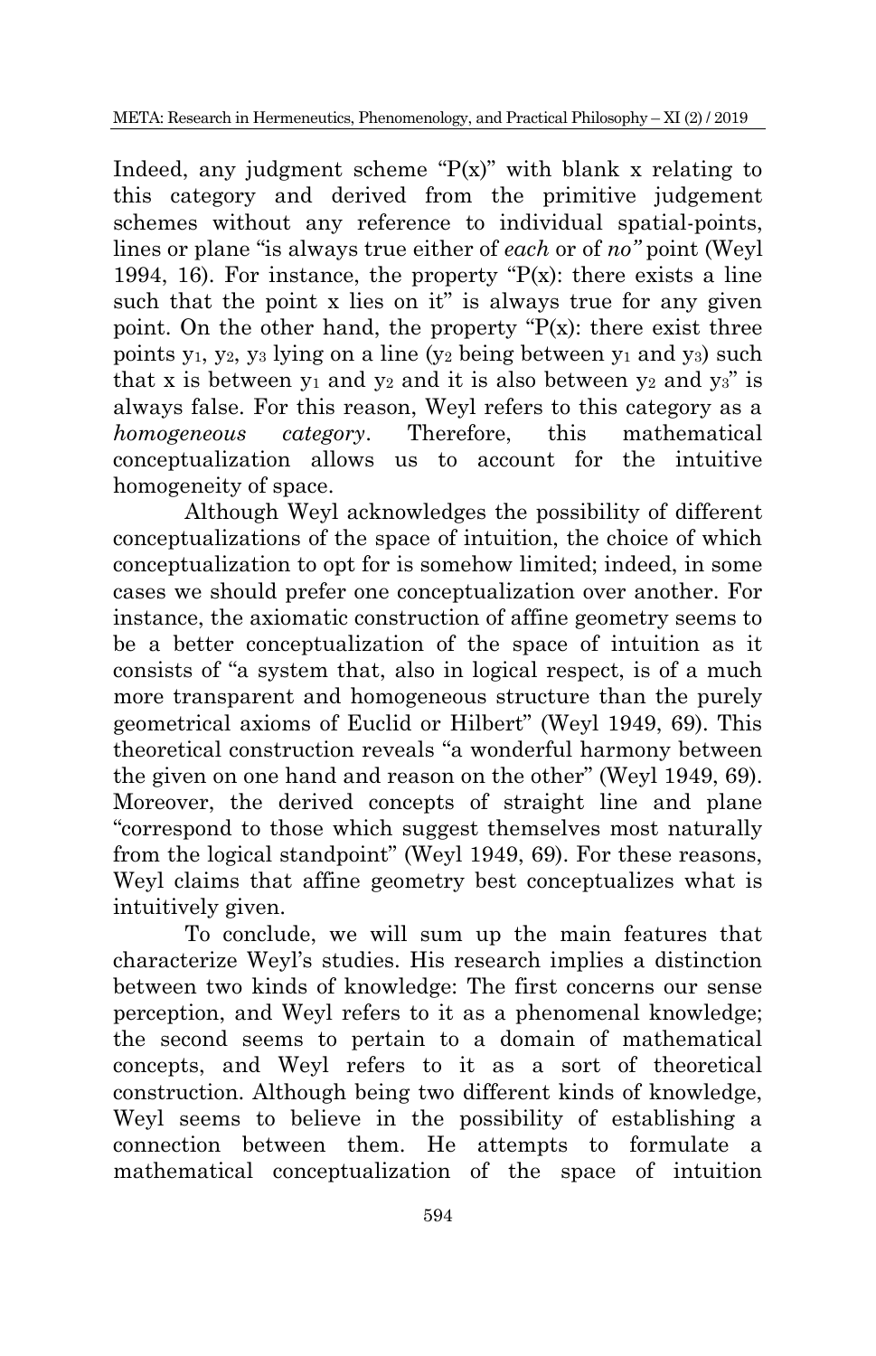Indeed, any judgment scheme "$P(x)$" with blank x relating to this category and derived from the primitive judgement schemes without any reference to individual spatial-points, lines or plane "is always true either of *each* or of *no"* point (Weyl 1994, 16). For instance, the property "$P(x)$: there exists a line such that the point x lies on it" is always true for any given point. On the other hand, the property "$P(x)$: there exist three points $y_1$, $y_2$, $y_3$ lying on a line ($y_2$ being between $y_1$ and $y_3$) such that x is between $y_1$ and $y_2$ and it is also between $y_2$ and $y_3$" is always false. For this reason, Weyl refers to this category as a *homogeneous category*. Therefore, this mathematical conceptualization allows us to account for the intuitive homogeneity of space.

Although Weyl acknowledges the possibility of different conceptualizations of the space of intuition, the choice of which conceptualization to opt for is somehow limited; indeed, in some cases we should prefer one conceptualization over another. For instance, the axiomatic construction of affine geometry seems to be a better conceptualization of the space of intuition as it consists of "a system that, also in logical respect, is of a much more transparent and homogeneous structure than the purely geometrical axioms of Euclid or Hilbert" (Weyl 1949, 69). This theoretical construction reveals "a wonderful harmony between the given on one hand and reason on the other" (Weyl 1949, 69). Moreover, the derived concepts of straight line and plane "correspond to those which suggest themselves most naturally from the logical standpoint" (Weyl 1949, 69). For these reasons, Weyl claims that affine geometry best conceptualizes what is intuitively given.

To conclude, we will sum up the main features that characterize Weyl's studies. His research implies a distinction between two kinds of knowledge: The first concerns our sense perception, and Weyl refers to it as a phenomenal knowledge; the second seems to pertain to a domain of mathematical concepts, and Weyl refers to it as a sort of theoretical construction. Although being two different kinds of knowledge, Weyl seems to believe in the possibility of establishing a connection between them. He attempts to formulate a mathematical conceptualization of the space of intuition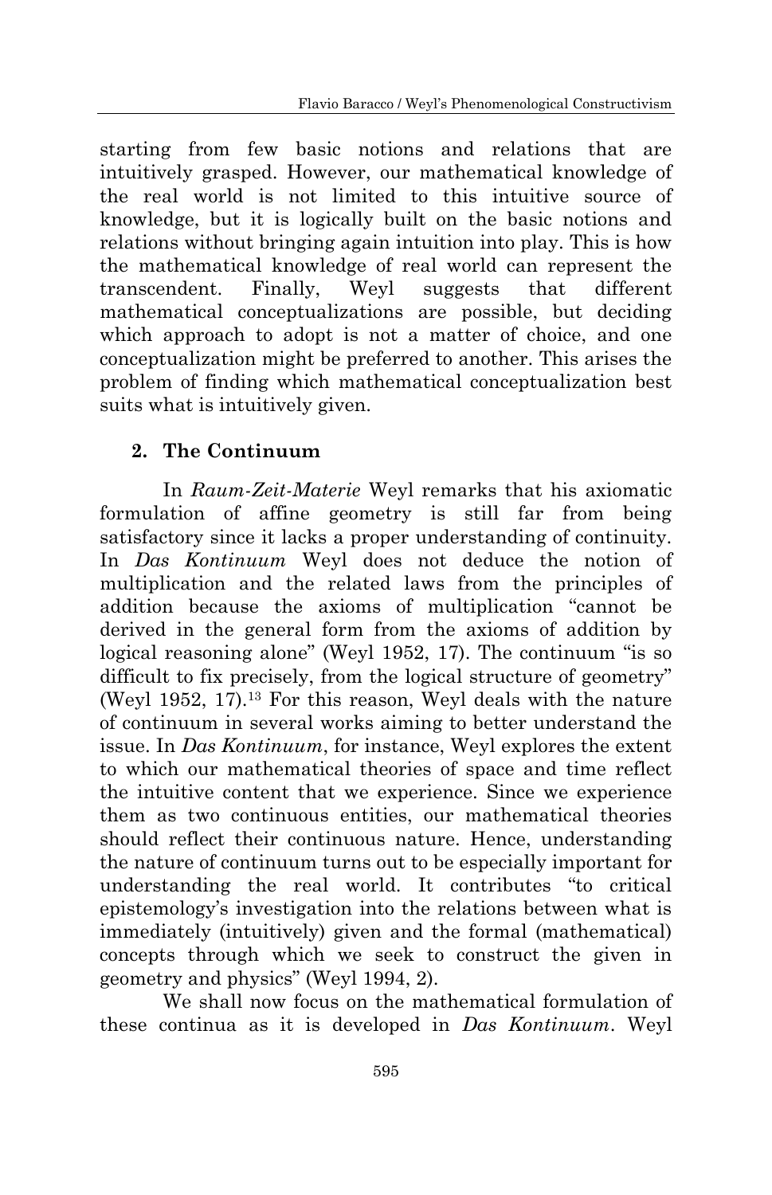starting from few basic notions and relations that are intuitively grasped. However, our mathematical knowledge of the real world is not limited to this intuitive source of knowledge, but it is logically built on the basic notions and relations without bringing again intuition into play. This is how the mathematical knowledge of real world can represent the transcendent. Finally, Weyl suggests that different mathematical conceptualizations are possible, but deciding which approach to adopt is not a matter of choice, and one conceptualization might be preferred to another. This arises the problem of finding which mathematical conceptualization best suits what is intuitively given.

## 2. The Continuum

In *Raum-Zeit-Materie* Weyl remarks that his axiomatic formulation of affine geometry is still far from being satisfactory since it lacks a proper understanding of continuity. In *Das Kontinuum* Weyl does not deduce the notion of multiplication and the related laws from the principles of addition because the axioms of multiplication "cannot be derived in the general form from the axioms of addition by logical reasoning alone" (Weyl 1952, 17). The continuum "is so difficult to fix precisely, from the logical structure of geometry" (Weyl 1952, 17).[13] For this reason, Weyl deals with the nature of continuum in several works aiming to better understand the issue. In *Das Kontinuum*, for instance, Weyl explores the extent to which our mathematical theories of space and time reflect the intuitive content that we experience. Since we experience them as two continuous entities, our mathematical theories should reflect their continuous nature. Hence, understanding the nature of continuum turns out to be especially important for understanding the real world. It contributes "to critical epistemology's investigation into the relations between what is immediately (intuitively) given and the formal (mathematical) concepts through which we seek to construct the given in geometry and physics" (Weyl 1994, 2).

We shall now focus on the mathematical formulation of these continua as it is developed in *Das Kontinuum*. Weyl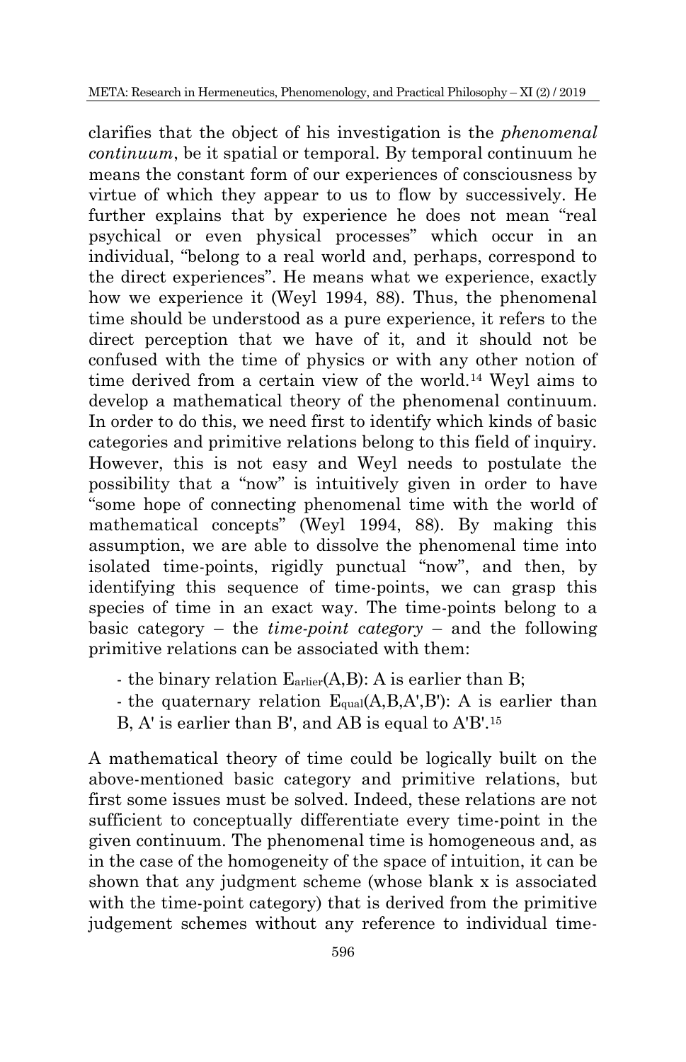clarifies that the object of his investigation is the *phenomenal continuum*, be it spatial or temporal. By temporal continuum he means the constant form of our experiences of consciousness by virtue of which they appear to us to flow by successively. He further explains that by experience he does not mean "real psychical or even physical processes" which occur in an individual, "belong to a real world and, perhaps, correspond to the direct experiences". He means what we experience, exactly how we experience it (Weyl 1994, 88). Thus, the phenomenal time should be understood as a pure experience, it refers to the direct perception that we have of it, and it should not be confused with the time of physics or with any other notion of time derived from a certain view of the world.[14] Weyl aims to develop a mathematical theory of the phenomenal continuum. In order to do this, we need first to identify which kinds of basic categories and primitive relations belong to this field of inquiry. However, this is not easy and Weyl needs to postulate the possibility that a "now" is intuitively given in order to have "some hope of connecting phenomenal time with the world of mathematical concepts" (Weyl 1994, 88). By making this assumption, we are able to dissolve the phenomenal time into isolated time-points, rigidly punctual "now", and then, by identifying this sequence of time-points, we can grasp this species of time in an exact way. The time-points belong to a basic category – the *time-point category* – and the following primitive relations can be associated with them:

- the binary relation $E_{arlier}(A,B)$: A is earlier than B;
- the quaternary relation $E_{qual}(A,B,A',B')$: A is earlier than B, A' is earlier than B', and AB is equal to A'B'.[15]

A mathematical theory of time could be logically built on the above-mentioned basic category and primitive relations, but first some issues must be solved. Indeed, these relations are not sufficient to conceptually differentiate every time-point in the given continuum. The phenomenal time is homogeneous and, as in the case of the homogeneity of the space of intuition, it can be shown that any judgment scheme (whose blank x is associated with the time-point category) that is derived from the primitive judgement schemes without any reference to individual time-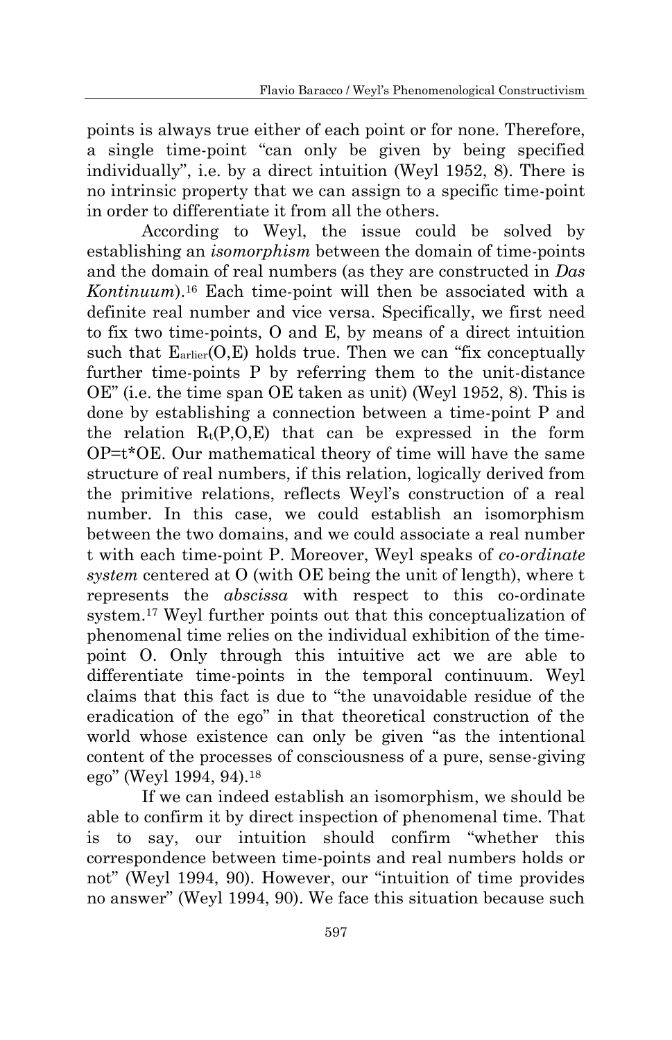points is always true either of each point or for none. Therefore, a single time-point "can only be given by being specified individually", i.e. by a direct intuition (Weyl 1952, 8). There is no intrinsic property that we can assign to a specific time-point in order to differentiate it from all the others.

According to Weyl, the issue could be solved by establishing an *isomorphism* between the domain of time-points and the domain of real numbers (as they are constructed in *Das Kontinuum*).[16] Each time-point will then be associated with a definite real number and vice versa. Specifically, we first need to fix two time-points, O and E, by means of a direct intuition such that $E_{earlier}(O,E)$ holds true. Then we can "fix conceptually further time-points P by referring them to the unit-distance OE" (i.e. the time span OE taken as unit) (Weyl 1952, 8). This is done by establishing a connection between a time-point P and the relation $R_t(P,O,E)$ that can be expressed in the form $OP=t*OE$. Our mathematical theory of time will have the same structure of real numbers, if this relation, logically derived from the primitive relations, reflects Weyl's construction of a real number. In this case, we could establish an isomorphism between the two domains, and we could associate a real number t with each time-point P. Moreover, Weyl speaks of *co-ordinate system* centered at O (with OE being the unit of length), where t represents the *abscissa* with respect to this co-ordinate system.[17] Weyl further points out that this conceptualization of phenomenal time relies on the individual exhibition of the time-point O. Only through this intuitive act we are able to differentiate time-points in the temporal continuum. Weyl claims that this fact is due to "the unavoidable residue of the eradication of the ego" in that theoretical construction of the world whose existence can only be given "as the intentional content of the processes of consciousness of a pure, sense-giving ego" (Weyl 1994, 94).[18]

If we can indeed establish an isomorphism, we should be able to confirm it by direct inspection of phenomenal time. That is to say, our intuition should confirm "whether this correspondence between time-points and real numbers holds or not" (Weyl 1994, 90). However, our "intuition of time provides no answer" (Weyl 1994, 90). We face this situation because such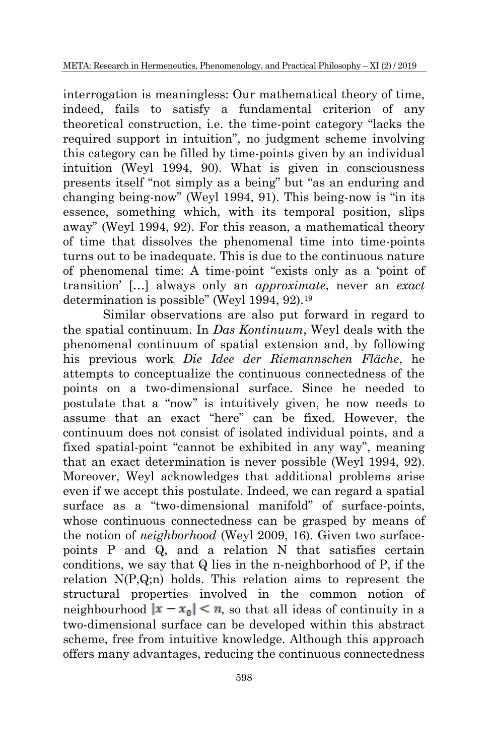interrogation is meaningless: Our mathematical theory of time, indeed, fails to satisfy a fundamental criterion of any theoretical construction, i.e. the time-point category "lacks the required support in intuition", no judgment scheme involving this category can be filled by time-points given by an individual intuition (Weyl 1994, 90). What is given in consciousness presents itself "not simply as a being" but "as an enduring and changing being-now" (Weyl 1994, 91). This being-now is "in its essence, something which, with its temporal position, slips away" (Weyl 1994, 92). For this reason, a mathematical theory of time that dissolves the phenomenal time into time-points turns out to be inadequate. This is due to the continuous nature of phenomenal time: A time-point "exists only as a 'point of transition' […] always only an *approximate*, never an *exact* determination is possible" (Weyl 1994, 92).[19]

Similar observations are also put forward in regard to the spatial continuum. In *Das Kontinuum*, Weyl deals with the phenomenal continuum of spatial extension and, by following his previous work *Die Idee der Riemannschen Fläche*, he attempts to conceptualize the continuous connectedness of the points on a two-dimensional surface. Since he needed to postulate that a "now" is intuitively given, he now needs to assume that an exact "here" can be fixed. However, the continuum does not consist of isolated individual points, and a fixed spatial-point "cannot be exhibited in any way", meaning that an exact determination is never possible (Weyl 1994, 92). Moreover, Weyl acknowledges that additional problems arise even if we accept this postulate. Indeed, we can regard a spatial surface as a "two-dimensional manifold" of surface-points, whose continuous connectedness can be grasped by means of the notion of *neighborhood* (Weyl 2009, 16). Given two surface-points P and Q, and a relation N that satisfies certain conditions, we say that Q lies in the n-neighborhood of P, if the relation N(P,Q;n) holds. This relation aims to represent the structural properties involved in the common notion of neighbourhood $|x - x_0| < n$, so that all ideas of continuity in a two-dimensional surface can be developed within this abstract scheme, free from intuitive knowledge. Although this approach offers many advantages, reducing the continuous connectedness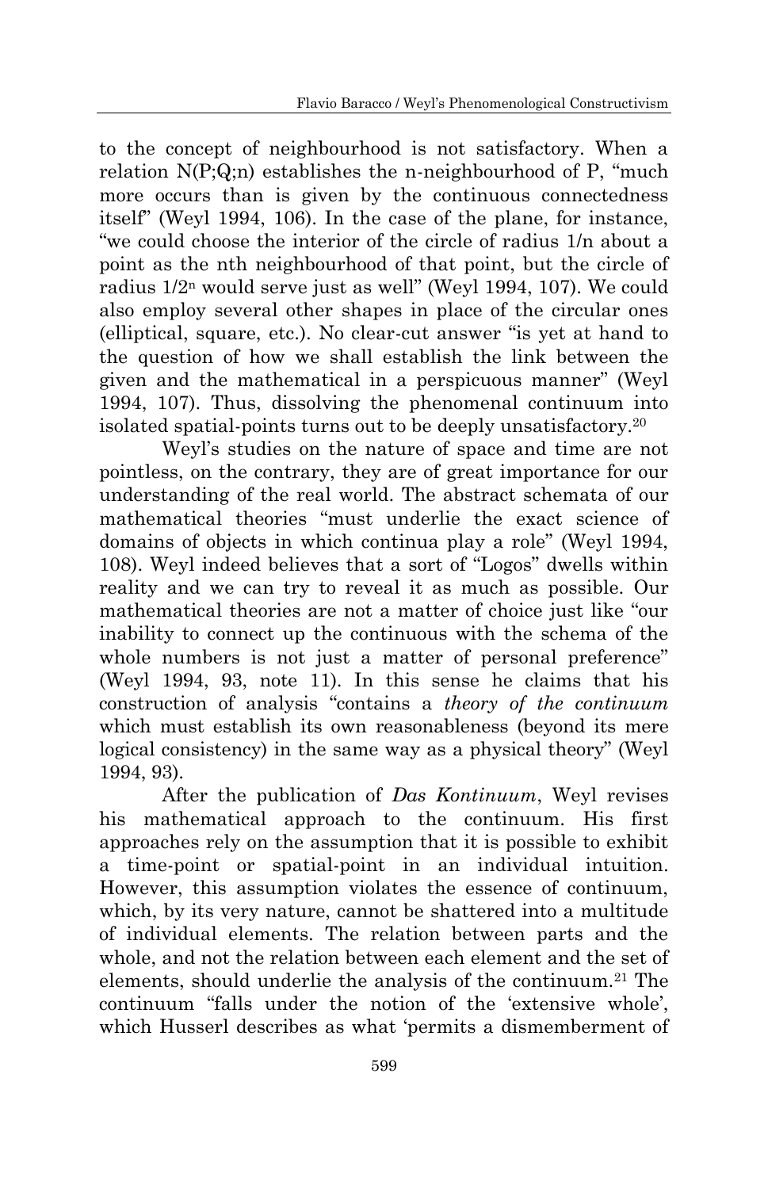to the concept of neighbourhood is not satisfactory. When a relation N(P;Q;n) establishes the n-neighbourhood of P, "much more occurs than is given by the continuous connectedness itself" (Weyl 1994, 106). In the case of the plane, for instance, "we could choose the interior of the circle of radius 1/n about a point as the nth neighbourhood of that point, but the circle of radius $1/2^n$ would serve just as well" (Weyl 1994, 107). We could also employ several other shapes in place of the circular ones (elliptical, square, etc.). No clear-cut answer "is yet at hand to the question of how we shall establish the link between the given and the mathematical in a perspicuous manner" (Weyl 1994, 107). Thus, dissolving the phenomenal continuum into isolated spatial-points turns out to be deeply unsatisfactory.[20]

Weyl's studies on the nature of space and time are not pointless, on the contrary, they are of great importance for our understanding of the real world. The abstract schemata of our mathematical theories "must underlie the exact science of domains of objects in which continua play a role" (Weyl 1994, 108). Weyl indeed believes that a sort of "Logos" dwells within reality and we can try to reveal it as much as possible. Our mathematical theories are not a matter of choice just like "our inability to connect up the continuous with the schema of the whole numbers is not just a matter of personal preference" (Weyl 1994, 93, note 11). In this sense he claims that his construction of analysis "contains a *theory of the continuum* which must establish its own reasonableness (beyond its mere logical consistency) in the same way as a physical theory" (Weyl 1994, 93).

After the publication of *Das Kontinuum*, Weyl revises his mathematical approach to the continuum. His first approaches rely on the assumption that it is possible to exhibit a time-point or spatial-point in an individual intuition. However, this assumption violates the essence of continuum, which, by its very nature, cannot be shattered into a multitude of individual elements. The relation between parts and the whole, and not the relation between each element and the set of elements, should underlie the analysis of the continuum.[21] The continuum "falls under the notion of the 'extensive whole', which Husserl describes as what 'permits a dismemberment of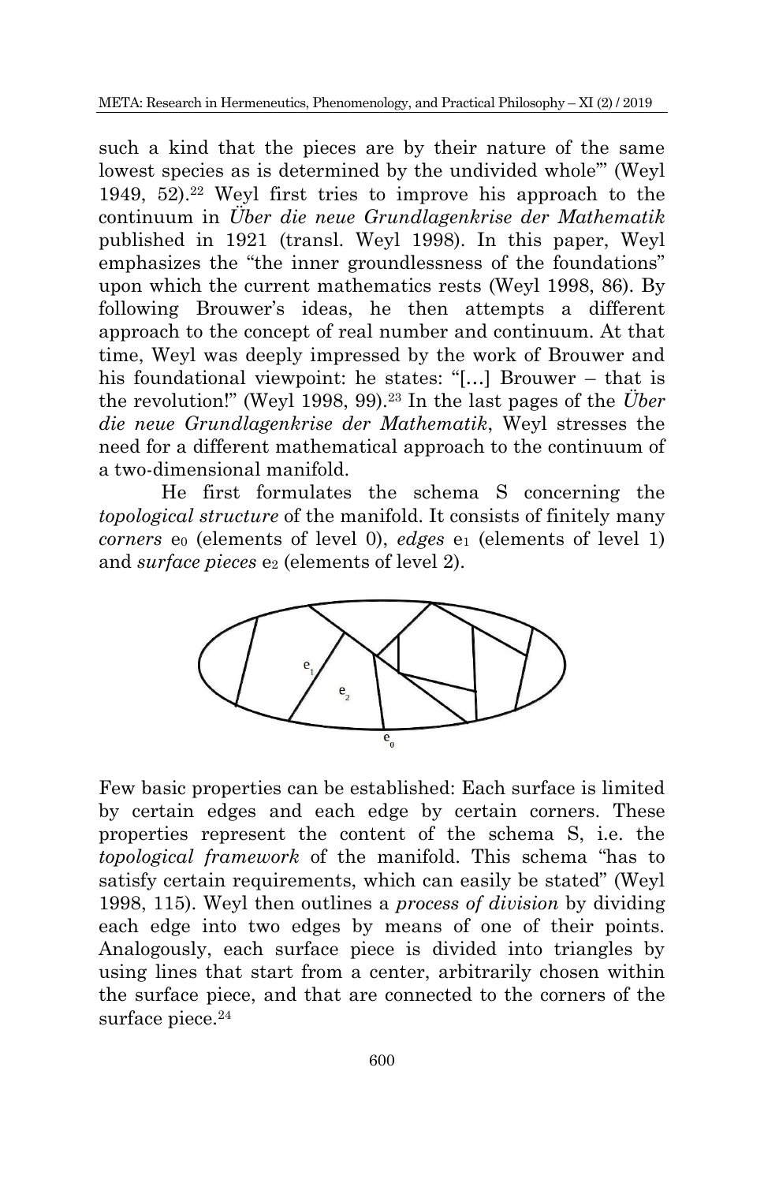such a kind that the pieces are by their nature of the same lowest species as is determined by the undivided whole'" (Weyl 1949, 52).[22] Weyl first tries to improve his approach to the continuum in *Über die neue Grundlagenkrise der Mathematik* published in 1921 (transl. Weyl 1998). In this paper, Weyl emphasizes the "the inner groundlessness of the foundations" upon which the current mathematics rests (Weyl 1998, 86). By following Brouwer's ideas, he then attempts a different approach to the concept of real number and continuum. At that time, Weyl was deeply impressed by the work of Brouwer and his foundational viewpoint: he states: "[…] Brouwer – that is the revolution!" (Weyl 1998, 99).[23] In the last pages of the *Über die neue Grundlagenkrise der Mathematik*, Weyl stresses the need for a different mathematical approach to the continuum of a two-dimensional manifold.

He first formulates the schema S concerning the *topological structure* of the manifold. It consists of finitely many *corners* $e_0$ (elements of level 0), *edges* $e_1$ (elements of level 1) and *surface pieces* $e_2$ (elements of level 2).

Few basic properties can be established: Each surface is limited by certain edges and each edge by certain corners. These properties represent the content of the schema S, i.e. the *topological framework* of the manifold. This schema "has to satisfy certain requirements, which can easily be stated" (Weyl 1998, 115). Weyl then outlines a *process of division* by dividing each edge into two edges by means of one of their points. Analogously, each surface piece is divided into triangles by using lines that start from a center, arbitrarily chosen within the surface piece, and that are connected to the corners of the surface piece.[24]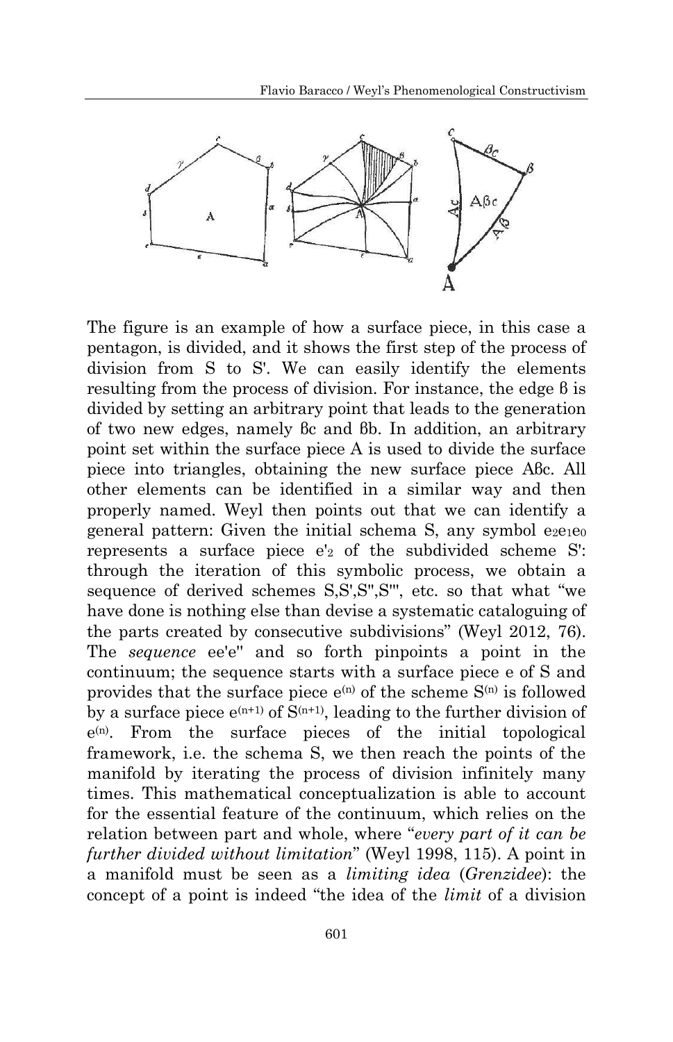The figure is an example of how a surface piece, in this case a pentagon, is divided, and it shows the first step of the process of division from S to S'. We can easily identify the elements resulting from the process of division. For instance, the edge β is divided by setting an arbitrary point that leads to the generation of two new edges, namely βc and βb. In addition, an arbitrary point set within the surface piece A is used to divide the surface piece into triangles, obtaining the new surface piece Aβc. All other elements can be identified in a similar way and then properly named. Weyl then points out that we can identify a general pattern: Given the initial schema S, any symbol $e_2e_1e_0$ represents a surface piece $e'_2$ of the subdivided scheme S': through the iteration of this symbolic process, we obtain a sequence of derived schemes S,S',S'',S''', etc. so that what "we have done is nothing else than devise a systematic cataloguing of the parts created by consecutive subdivisions" (Weyl 2012, 76). The *sequence* ee'e'' and so forth pinpoints a point in the continuum; the sequence starts with a surface piece e of S and provides that the surface piece $e^{(n)}$ of the scheme $S^{(n)}$ is followed by a surface piece $e^{(n+1)}$ of $S^{(n+1)}$, leading to the further division of $e^{(n)}$. From the surface pieces of the initial topological framework, i.e. the schema S, we then reach the points of the manifold by iterating the process of division infinitely many times. This mathematical conceptualization is able to account for the essential feature of the continuum, which relies on the relation between part and whole, where "*every part of it can be further divided without limitation*" (Weyl 1998, 115). A point in a manifold must be seen as a *limiting idea* (*Grenzidee*): the concept of a point is indeed "the idea of the *limit* of a division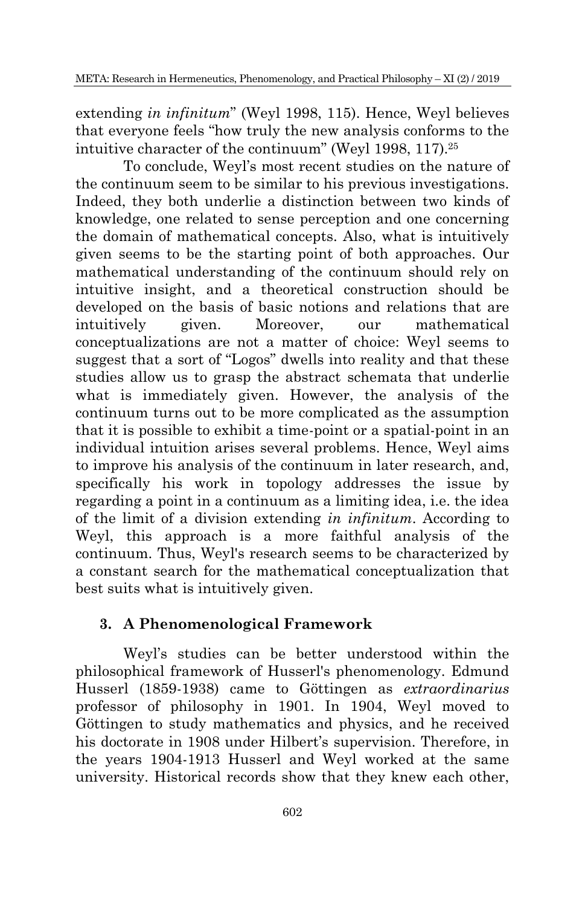extending *in infinitum*" (Weyl 1998, 115). Hence, Weyl believes that everyone feels "how truly the new analysis conforms to the intuitive character of the continuum" (Weyl 1998, 117).[25]

To conclude, Weyl's most recent studies on the nature of the continuum seem to be similar to his previous investigations. Indeed, they both underlie a distinction between two kinds of knowledge, one related to sense perception and one concerning the domain of mathematical concepts. Also, what is intuitively given seems to be the starting point of both approaches. Our mathematical understanding of the continuum should rely on intuitive insight, and a theoretical construction should be developed on the basis of basic notions and relations that are intuitively given. Moreover, our mathematical conceptualizations are not a matter of choice: Weyl seems to suggest that a sort of "Logos" dwells into reality and that these studies allow us to grasp the abstract schemata that underlie what is immediately given. However, the analysis of the continuum turns out to be more complicated as the assumption that it is possible to exhibit a time-point or a spatial-point in an individual intuition arises several problems. Hence, Weyl aims to improve his analysis of the continuum in later research, and, specifically his work in topology addresses the issue by regarding a point in a continuum as a limiting idea, i.e. the idea of the limit of a division extending *in infinitum*. According to Weyl, this approach is a more faithful analysis of the continuum. Thus, Weyl's research seems to be characterized by a constant search for the mathematical conceptualization that best suits what is intuitively given.

## 3. A Phenomenological Framework

Weyl's studies can be better understood within the philosophical framework of Husserl's phenomenology. Edmund Husserl (1859-1938) came to Göttingen as *extraordinarius* professor of philosophy in 1901. In 1904, Weyl moved to Göttingen to study mathematics and physics, and he received his doctorate in 1908 under Hilbert's supervision. Therefore, in the years 1904-1913 Husserl and Weyl worked at the same university. Historical records show that they knew each other,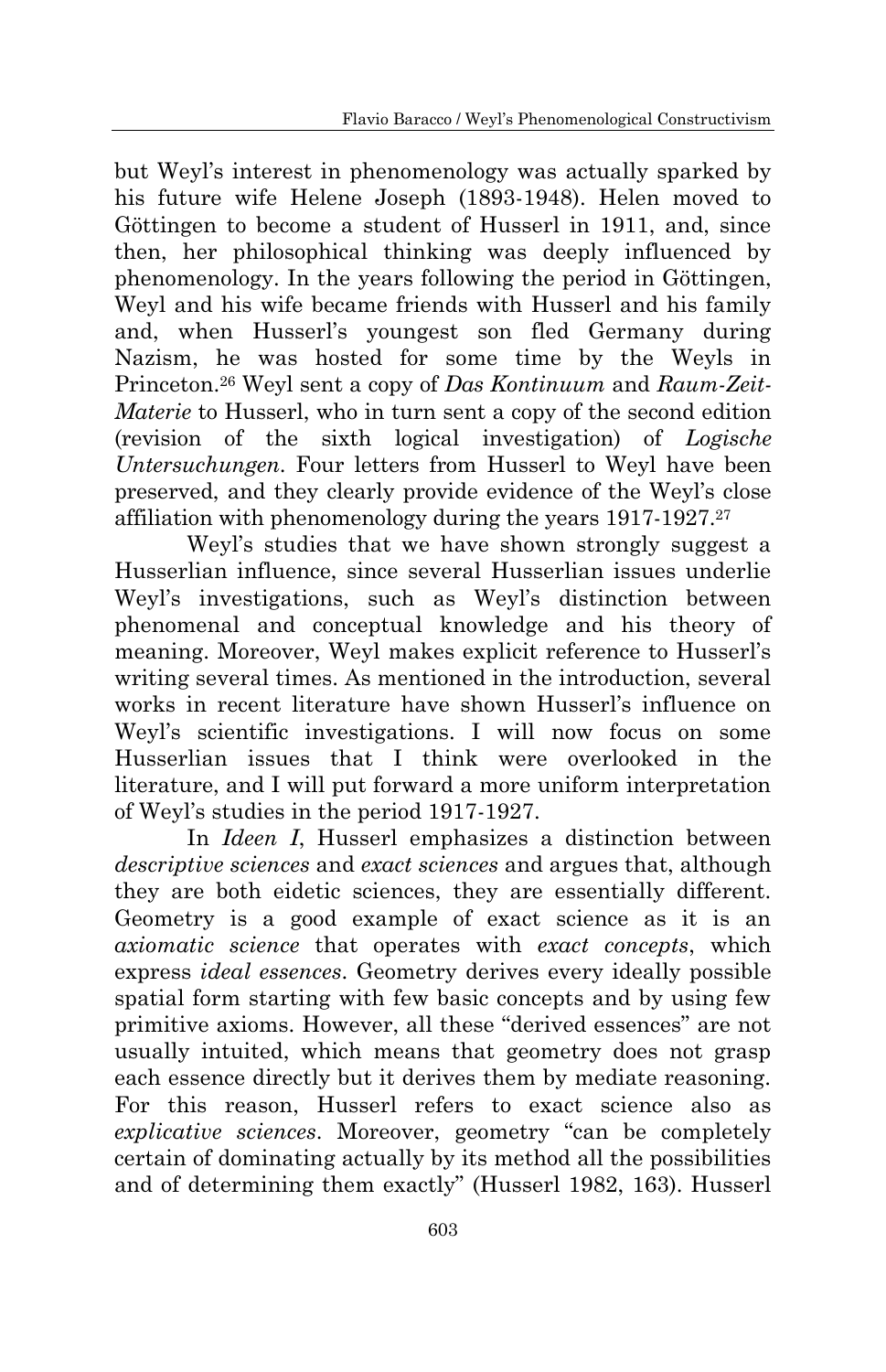but Weyl's interest in phenomenology was actually sparked by his future wife Helene Joseph (1893-1948). Helen moved to Göttingen to become a student of Husserl in 1911, and, since then, her philosophical thinking was deeply influenced by phenomenology. In the years following the period in Göttingen, Weyl and his wife became friends with Husserl and his family and, when Husserl's youngest son fled Germany during Nazism, he was hosted for some time by the Weyls in Princeton.[26] Weyl sent a copy of *Das Kontinuum* and *Raum-Zeit-Materie* to Husserl, who in turn sent a copy of the second edition (revision of the sixth logical investigation) of *Logische Untersuchungen*. Four letters from Husserl to Weyl have been preserved, and they clearly provide evidence of the Weyl's close affiliation with phenomenology during the years 1917-1927.[27]

Weyl's studies that we have shown strongly suggest a Husserlian influence, since several Husserlian issues underlie Weyl's investigations, such as Weyl's distinction between phenomenal and conceptual knowledge and his theory of meaning. Moreover, Weyl makes explicit reference to Husserl's writing several times. As mentioned in the introduction, several works in recent literature have shown Husserl's influence on Weyl's scientific investigations. I will now focus on some Husserlian issues that I think were overlooked in the literature, and I will put forward a more uniform interpretation of Weyl's studies in the period 1917-1927.

In *Ideen I*, Husserl emphasizes a distinction between *descriptive sciences* and *exact sciences* and argues that, although they are both eidetic sciences, they are essentially different. Geometry is a good example of exact science as it is an *axiomatic science* that operates with *exact concepts*, which express *ideal essences*. Geometry derives every ideally possible spatial form starting with few basic concepts and by using few primitive axioms. However, all these "derived essences" are not usually intuited, which means that geometry does not grasp each essence directly but it derives them by mediate reasoning. For this reason, Husserl refers to exact science also as *explicative sciences*. Moreover, geometry "can be completely certain of dominating actually by its method all the possibilities and of determining them exactly" (Husserl 1982, 163). Husserl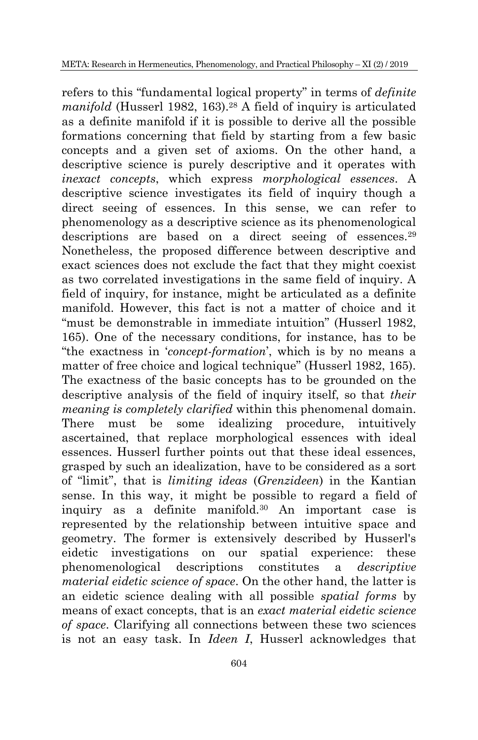refers to this "fundamental logical property" in terms of *definite manifold* (Husserl 1982, 163).[28] A field of inquiry is articulated as a definite manifold if it is possible to derive all the possible formations concerning that field by starting from a few basic concepts and a given set of axioms. On the other hand, a descriptive science is purely descriptive and it operates with *inexact concepts*, which express *morphological essences*. A descriptive science investigates its field of inquiry though a direct seeing of essences. In this sense, we can refer to phenomenology as a descriptive science as its phenomenological descriptions are based on a direct seeing of essences.[29] Nonetheless, the proposed difference between descriptive and exact sciences does not exclude the fact that they might coexist as two correlated investigations in the same field of inquiry. A field of inquiry, for instance, might be articulated as a definite manifold. However, this fact is not a matter of choice and it "must be demonstrable in immediate intuition" (Husserl 1982, 165). One of the necessary conditions, for instance, has to be "the exactness in '*concept-formation*', which is by no means a matter of free choice and logical technique" (Husserl 1982, 165). The exactness of the basic concepts has to be grounded on the descriptive analysis of the field of inquiry itself, so that *their meaning is completely clarified* within this phenomenal domain. There must be some idealizing procedure, intuitively ascertained, that replace morphological essences with ideal essences. Husserl further points out that these ideal essences, grasped by such an idealization, have to be considered as a sort of "limit", that is *limiting ideas* (*Grenzideen*) in the Kantian sense. In this way, it might be possible to regard a field of inquiry as a definite manifold.[30] An important case is represented by the relationship between intuitive space and geometry. The former is extensively described by Husserl's eidetic investigations on our spatial experience: these phenomenological descriptions constitutes a *descriptive material eidetic science of space*. On the other hand, the latter is an eidetic science dealing with all possible *spatial forms* by means of exact concepts, that is an *exact material eidetic science of space*. Clarifying all connections between these two sciences is not an easy task. In *Ideen I*, Husserl acknowledges that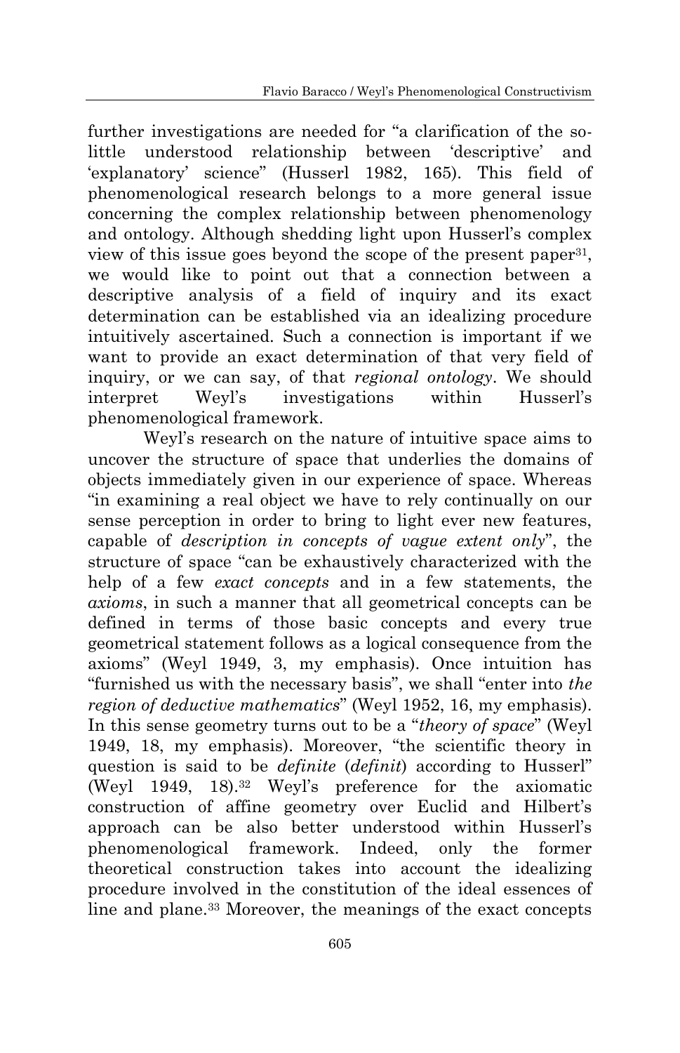further investigations are needed for "a clarification of the so-little understood relationship between 'descriptive' and 'explanatory' science" (Husserl 1982, 165). This field of phenomenological research belongs to a more general issue concerning the complex relationship between phenomenology and ontology. Although shedding light upon Husserl's complex view of this issue goes beyond the scope of the present paper[31], we would like to point out that a connection between a descriptive analysis of a field of inquiry and its exact determination can be established via an idealizing procedure intuitively ascertained. Such a connection is important if we want to provide an exact determination of that very field of inquiry, or we can say, of that *regional ontology*. We should interpret Weyl's investigations within Husserl's phenomenological framework.

Weyl's research on the nature of intuitive space aims to uncover the structure of space that underlies the domains of objects immediately given in our experience of space. Whereas "in examining a real object we have to rely continually on our sense perception in order to bring to light ever new features, capable of *description in concepts of vague extent only*", the structure of space "can be exhaustively characterized with the help of a few *exact concepts* and in a few statements, the *axioms*, in such a manner that all geometrical concepts can be defined in terms of those basic concepts and every true geometrical statement follows as a logical consequence from the axioms" (Weyl 1949, 3, my emphasis). Once intuition has "furnished us with the necessary basis", we shall "enter into *the region of deductive mathematics*" (Weyl 1952, 16, my emphasis). In this sense geometry turns out to be a "*theory of space*" (Weyl 1949, 18, my emphasis). Moreover, "the scientific theory in question is said to be *definite* (*definit*) according to Husserl" (Weyl 1949, 18).[32] Weyl's preference for the axiomatic construction of affine geometry over Euclid and Hilbert's approach can be also better understood within Husserl's phenomenological framework. Indeed, only the former theoretical construction takes into account the idealizing procedure involved in the constitution of the ideal essences of line and plane.[33] Moreover, the meanings of the exact concepts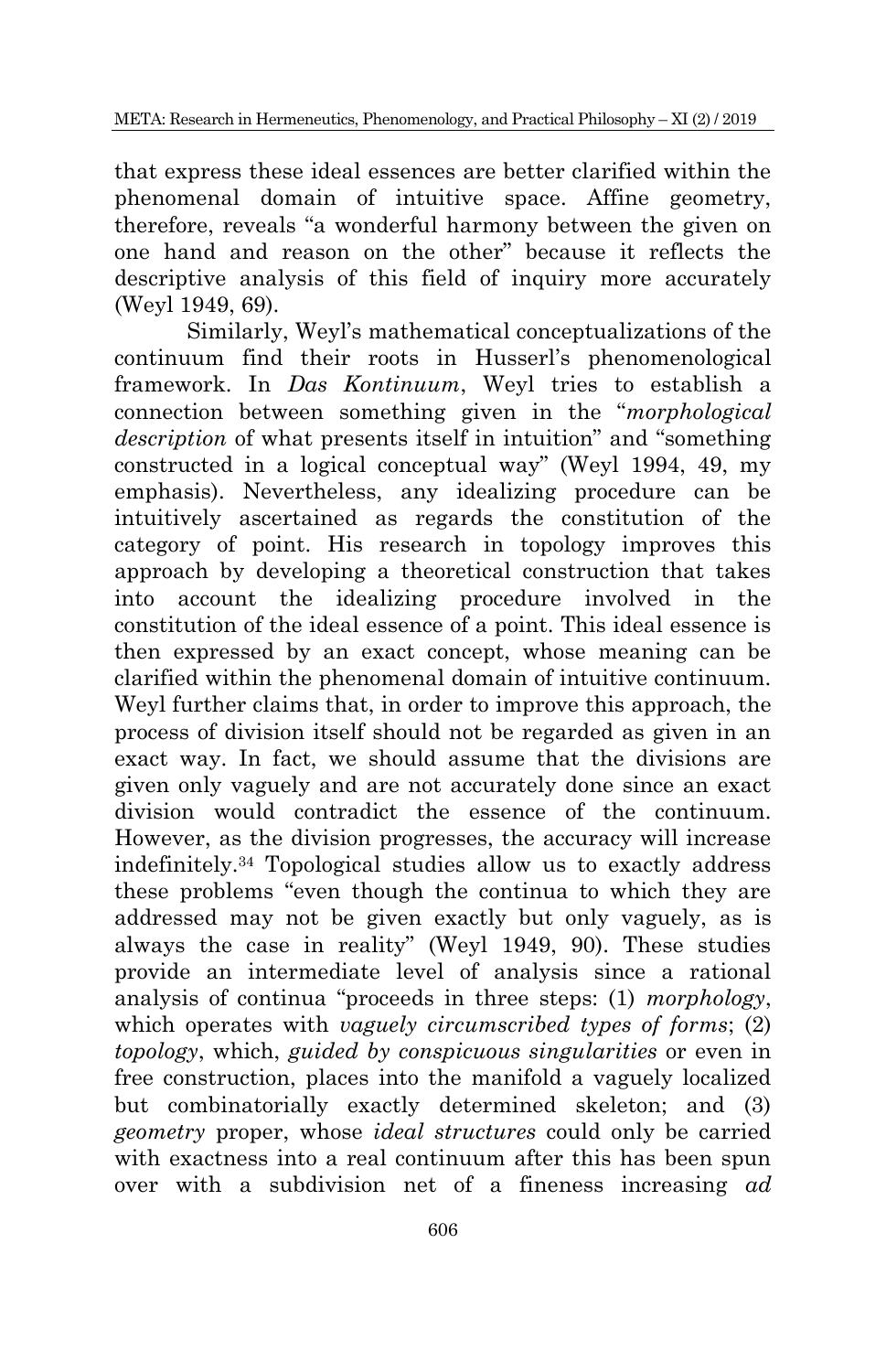that express these ideal essences are better clarified within the phenomenal domain of intuitive space. Affine geometry, therefore, reveals "a wonderful harmony between the given on one hand and reason on the other" because it reflects the descriptive analysis of this field of inquiry more accurately (Weyl 1949, 69).

Similarly, Weyl's mathematical conceptualizations of the continuum find their roots in Husserl's phenomenological framework. In *Das Kontinuum*, Weyl tries to establish a connection between something given in the "*morphological description* of what presents itself in intuition" and "something constructed in a logical conceptual way" (Weyl 1994, 49, my emphasis). Nevertheless, any idealizing procedure can be intuitively ascertained as regards the constitution of the category of point. His research in topology improves this approach by developing a theoretical construction that takes into account the idealizing procedure involved in the constitution of the ideal essence of a point. This ideal essence is then expressed by an exact concept, whose meaning can be clarified within the phenomenal domain of intuitive continuum. Weyl further claims that, in order to improve this approach, the process of division itself should not be regarded as given in an exact way. In fact, we should assume that the divisions are given only vaguely and are not accurately done since an exact division would contradict the essence of the continuum. However, as the division progresses, the accuracy will increase indefinitely.[34] Topological studies allow us to exactly address these problems "even though the continua to which they are addressed may not be given exactly but only vaguely, as is always the case in reality" (Weyl 1949, 90). These studies provide an intermediate level of analysis since a rational analysis of continua "proceeds in three steps: (1) *morphology*, which operates with *vaguely circumscribed types of forms*; (2) *topology*, which, *guided by conspicuous singularities* or even in free construction, places into the manifold a vaguely localized but combinatorially exactly determined skeleton; and (3) *geometry* proper, whose *ideal structures* could only be carried with exactness into a real continuum after this has been spun over with a subdivision net of a fineness increasing *ad*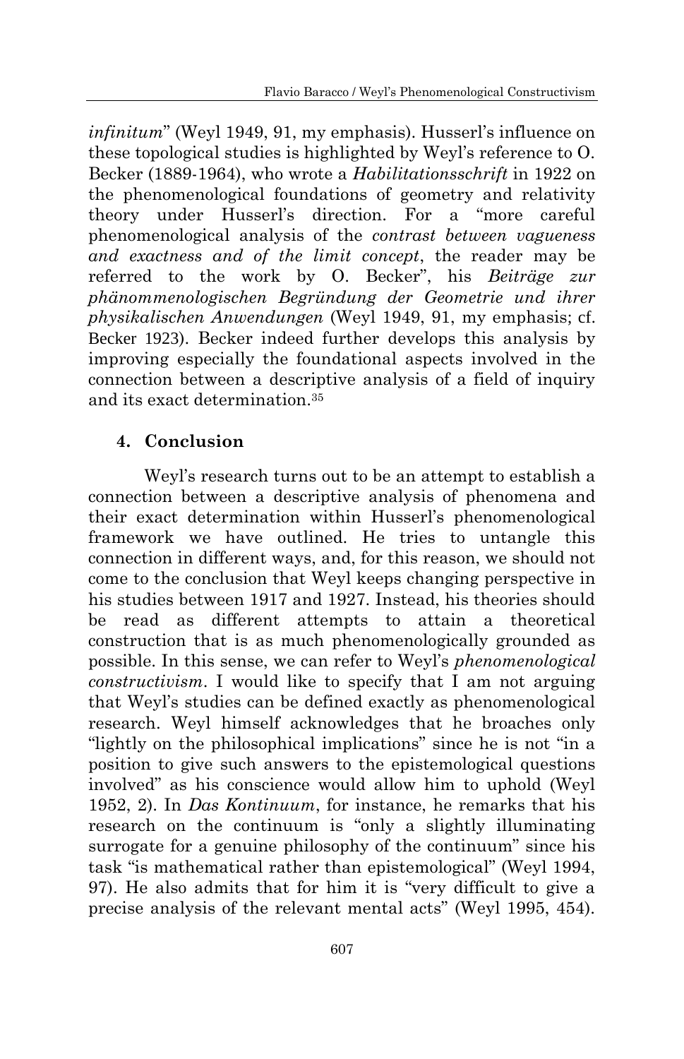*infinitum*" (Weyl 1949, 91, my emphasis). Husserl's influence on these topological studies is highlighted by Weyl's reference to O. Becker (1889-1964), who wrote a *Habilitationsschrift* in 1922 on the phenomenological foundations of geometry and relativity theory under Husserl's direction. For a "more careful phenomenological analysis of the *contrast between vagueness and exactness and of the limit concept*, the reader may be referred to the work by O. Becker", his *Beiträge zur phänommenologischen Begründung der Geometrie und ihrer physikalischen Anwendungen* (Weyl 1949, 91, my emphasis; cf. Becker 1923). Becker indeed further develops this analysis by improving especially the foundational aspects involved in the connection between a descriptive analysis of a field of inquiry and its exact determination.[35]

## 4. Conclusion

Weyl's research turns out to be an attempt to establish a connection between a descriptive analysis of phenomena and their exact determination within Husserl's phenomenological framework we have outlined. He tries to untangle this connection in different ways, and, for this reason, we should not come to the conclusion that Weyl keeps changing perspective in his studies between 1917 and 1927. Instead, his theories should be read as different attempts to attain a theoretical construction that is as much phenomenologically grounded as possible. In this sense, we can refer to Weyl's *phenomenological constructivism*. I would like to specify that I am not arguing that Weyl's studies can be defined exactly as phenomenological research. Weyl himself acknowledges that he broaches only "lightly on the philosophical implications" since he is not "in a position to give such answers to the epistemological questions involved" as his conscience would allow him to uphold (Weyl 1952, 2). In *Das Kontinuum*, for instance, he remarks that his research on the continuum is "only a slightly illuminating surrogate for a genuine philosophy of the continuum" since his task "is mathematical rather than epistemological" (Weyl 1994, 97). He also admits that for him it is "very difficult to give a precise analysis of the relevant mental acts" (Weyl 1995, 454).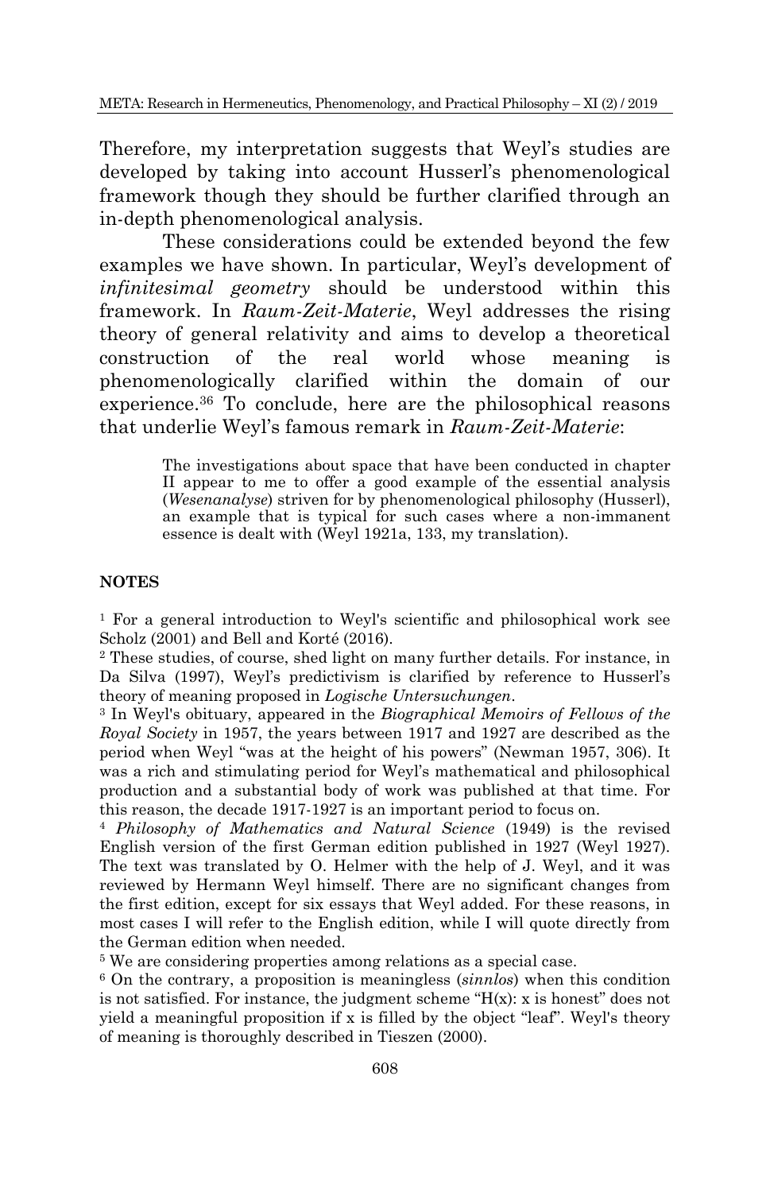Therefore, my interpretation suggests that Weyl's studies are developed by taking into account Husserl's phenomenological framework though they should be further clarified through an in-depth phenomenological analysis.

These considerations could be extended beyond the few examples we have shown. In particular, Weyl's development of *infinitesimal geometry* should be understood within this framework. In *Raum-Zeit-Materie*, Weyl addresses the rising theory of general relativity and aims to develop a theoretical construction of the real world whose meaning is phenomenologically clarified within the domain of our experience.[36] To conclude, here are the philosophical reasons that underlie Weyl's famous remark in *Raum-Zeit-Materie*:

> The investigations about space that have been conducted in chapter II appear to me to offer a good example of the essential analysis (*Wesenanalyse*) striven for by phenomenological philosophy (Husserl), an example that is typical for such cases where a non-immanent essence is dealt with (Weyl 1921a, 133, my translation).

**NOTES**

[1] For a general introduction to Weyl's scientific and philosophical work see Scholz (2001) and Bell and Korté (2016).

[2] These studies, of course, shed light on many further details. For instance, in Da Silva (1997), Weyl's predictivism is clarified by reference to Husserl's theory of meaning proposed in *Logische Untersuchungen*.

[3] In Weyl's obituary, appeared in the *Biographical Memoirs of Fellows of the Royal Society* in 1957, the years between 1917 and 1927 are described as the period when Weyl "was at the height of his powers" (Newman 1957, 306). It was a rich and stimulating period for Weyl's mathematical and philosophical production and a substantial body of work was published at that time. For this reason, the decade 1917-1927 is an important period to focus on.

[4] *Philosophy of Mathematics and Natural Science* (1949) is the revised English version of the first German edition published in 1927 (Weyl 1927). The text was translated by O. Helmer with the help of J. Weyl, and it was reviewed by Hermann Weyl himself. There are no significant changes from the first edition, except for six essays that Weyl added. For these reasons, in most cases I will refer to the English edition, while I will quote directly from the German edition when needed.

[5] We are considering properties among relations as a special case.

[6] On the contrary, a proposition is meaningless (*sinnlos*) when this condition is not satisfied. For instance, the judgment scheme "H(x): x is honest" does not yield a meaningful proposition if x is filled by the object "leaf". Weyl's theory of meaning is thoroughly described in Tieszen (2000).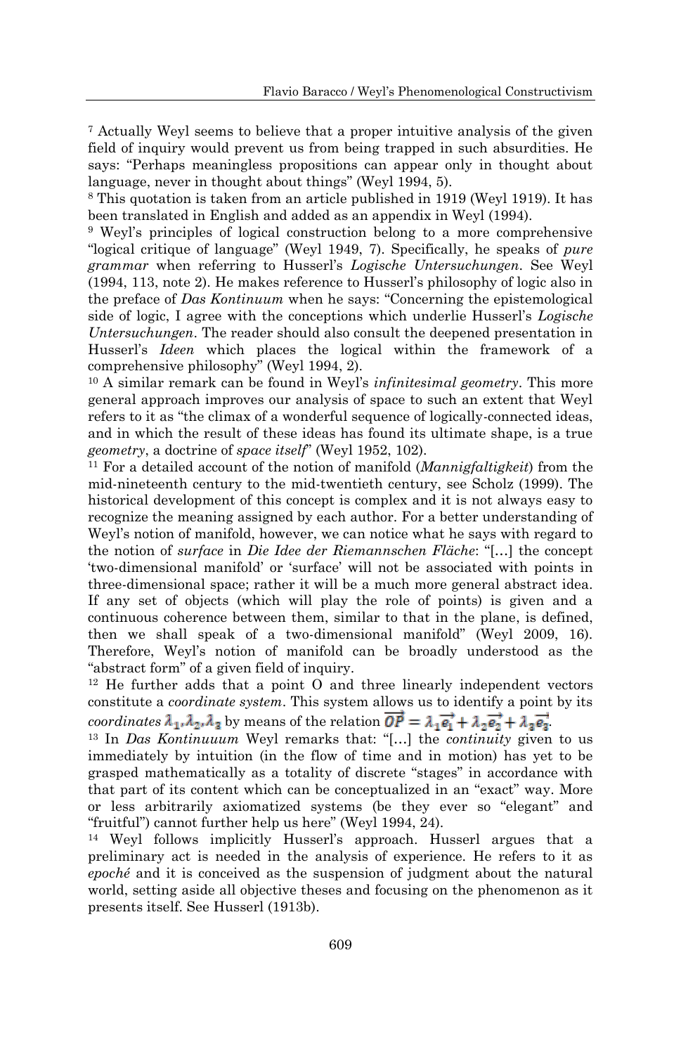[7] Actually Weyl seems to believe that a proper intuitive analysis of the given field of inquiry would prevent us from being trapped in such absurdities. He says: "Perhaps meaningless propositions can appear only in thought about language, never in thought about things" (Weyl 1994, 5).

[8] This quotation is taken from an article published in 1919 (Weyl 1919). It has been translated in English and added as an appendix in Weyl (1994).

[9] Weyl's principles of logical construction belong to a more comprehensive "logical critique of language" (Weyl 1949, 7). Specifically, he speaks of *pure grammar* when referring to Husserl's *Logische Untersuchungen*. See Weyl (1994, 113, note 2). He makes reference to Husserl's philosophy of logic also in the preface of *Das Kontinuum* when he says: "Concerning the epistemological side of logic, I agree with the conceptions which underlie Husserl's *Logische Untersuchungen*. The reader should also consult the deepened presentation in Husserl's *Ideen* which places the logical within the framework of a comprehensive philosophy" (Weyl 1994, 2).

[10] A similar remark can be found in Weyl's *infinitesimal geometry*. This more general approach improves our analysis of space to such an extent that Weyl refers to it as "the climax of a wonderful sequence of logically-connected ideas, and in which the result of these ideas has found its ultimate shape, is a true *geometry*, a doctrine of *space itself*" (Weyl 1952, 102).

[11] For a detailed account of the notion of manifold (*Mannigfaltigkeit*) from the mid-nineteenth century to the mid-twentieth century, see Scholz (1999). The historical development of this concept is complex and it is not always easy to recognize the meaning assigned by each author. For a better understanding of Weyl's notion of manifold, however, we can notice what he says with regard to the notion of *surface* in *Die Idee der Riemannschen Fläche*: "[…] the concept 'two-dimensional manifold' or 'surface' will not be associated with points in three-dimensional space; rather it will be a much more general abstract idea. If any set of objects (which will play the role of points) is given and a continuous coherence between them, similar to that in the plane, is defined, then we shall speak of a two-dimensional manifold" (Weyl 2009, 16). Therefore, Weyl's notion of manifold can be broadly understood as the "abstract form" of a given field of inquiry.

[12] He further adds that a point O and three linearly independent vectors constitute a *coordinate system*. This system allows us to identify a point by its *coordinates* $\lambda_1, \lambda_2, \lambda_3$ by means of the relation $\overrightarrow{OP} = \lambda_1\overrightarrow{e_1} + \lambda_2\overrightarrow{e_2} + \lambda_3\overrightarrow{e_3}$.

[13] In *Das Kontinuuum* Weyl remarks that: "[…] the *continuity* given to us immediately by intuition (in the flow of time and in motion) has yet to be grasped mathematically as a totality of discrete "stages" in accordance with that part of its content which can be conceptualized in an "exact" way. More or less arbitrarily axiomatized systems (be they ever so "elegant" and "fruitful") cannot further help us here" (Weyl 1994, 24).

[14] Weyl follows implicitly Husserl's approach. Husserl argues that a preliminary act is needed in the analysis of experience. He refers to it as *epoché* and it is conceived as the suspension of judgment about the natural world, setting aside all objective theses and focusing on the phenomenon as it presents itself. See Husserl (1913b).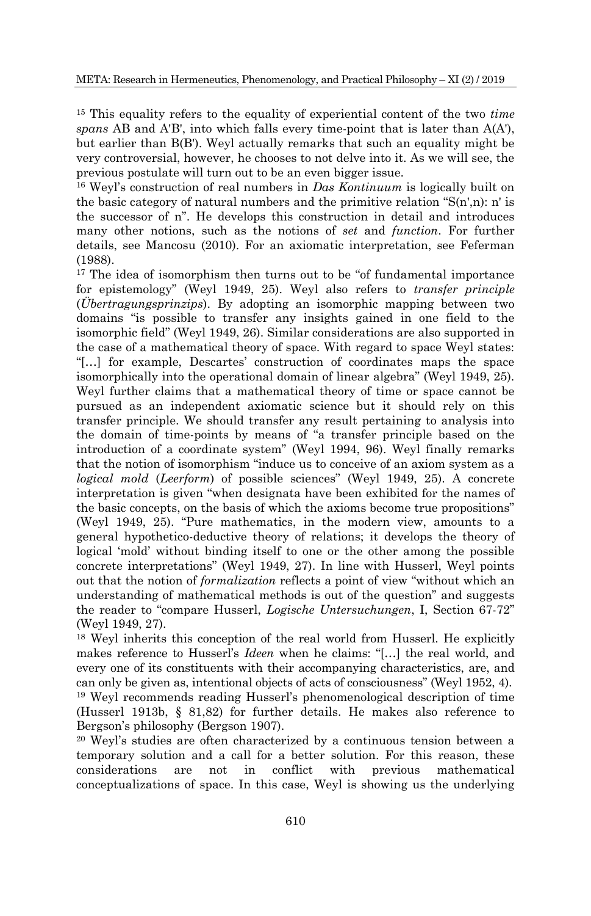[15] This equality refers to the equality of experiential content of the two *time spans* AB and A'B', into which falls every time-point that is later than A(A'), but earlier than B(B'). Weyl actually remarks that such an equality might be very controversial, however, he chooses to not delve into it. As we will see, the previous postulate will turn out to be an even bigger issue.

[16] Weyl's construction of real numbers in *Das Kontinuum* is logically built on the basic category of natural numbers and the primitive relation "S(n',n): n' is the successor of n". He develops this construction in detail and introduces many other notions, such as the notions of *set* and *function*. For further details, see Mancosu (2010). For an axiomatic interpretation, see Feferman (1988).

[17] The idea of isomorphism then turns out to be "of fundamental importance for epistemology" (Weyl 1949, 25). Weyl also refers to *transfer principle* (*Übertragungsprinzips*). By adopting an isomorphic mapping between two domains "is possible to transfer any insights gained in one field to the isomorphic field" (Weyl 1949, 26). Similar considerations are also supported in the case of a mathematical theory of space. With regard to space Weyl states: "[…] for example, Descartes' construction of coordinates maps the space isomorphically into the operational domain of linear algebra" (Weyl 1949, 25). Weyl further claims that a mathematical theory of time or space cannot be pursued as an independent axiomatic science but it should rely on this transfer principle. We should transfer any result pertaining to analysis into the domain of time-points by means of "a transfer principle based on the introduction of a coordinate system" (Weyl 1994, 96). Weyl finally remarks that the notion of isomorphism "induce us to conceive of an axiom system as a *logical mold* (*Leerform*) of possible sciences" (Weyl 1949, 25). A concrete interpretation is given "when designata have been exhibited for the names of the basic concepts, on the basis of which the axioms become true propositions" (Weyl 1949, 25). "Pure mathematics, in the modern view, amounts to a general hypothetico-deductive theory of relations; it develops the theory of logical 'mold' without binding itself to one or the other among the possible concrete interpretations" (Weyl 1949, 27). In line with Husserl, Weyl points out that the notion of *formalization* reflects a point of view "without which an understanding of mathematical methods is out of the question" and suggests the reader to "compare Husserl, *Logische Untersuchungen*, I, Section 67-72" (Weyl 1949, 27).

[18] Weyl inherits this conception of the real world from Husserl. He explicitly makes reference to Husserl's *Ideen* when he claims: "[…] the real world, and every one of its constituents with their accompanying characteristics, are, and can only be given as, intentional objects of acts of consciousness" (Weyl 1952, 4).

[19] Weyl recommends reading Husserl's phenomenological description of time (Husserl 1913b, § 81,82) for further details. He makes also reference to Bergson's philosophy (Bergson 1907).

[20] Weyl's studies are often characterized by a continuous tension between a temporary solution and a call for a better solution. For this reason, these considerations are not in conflict with previous mathematical conceptualizations of space. In this case, Weyl is showing us the underlying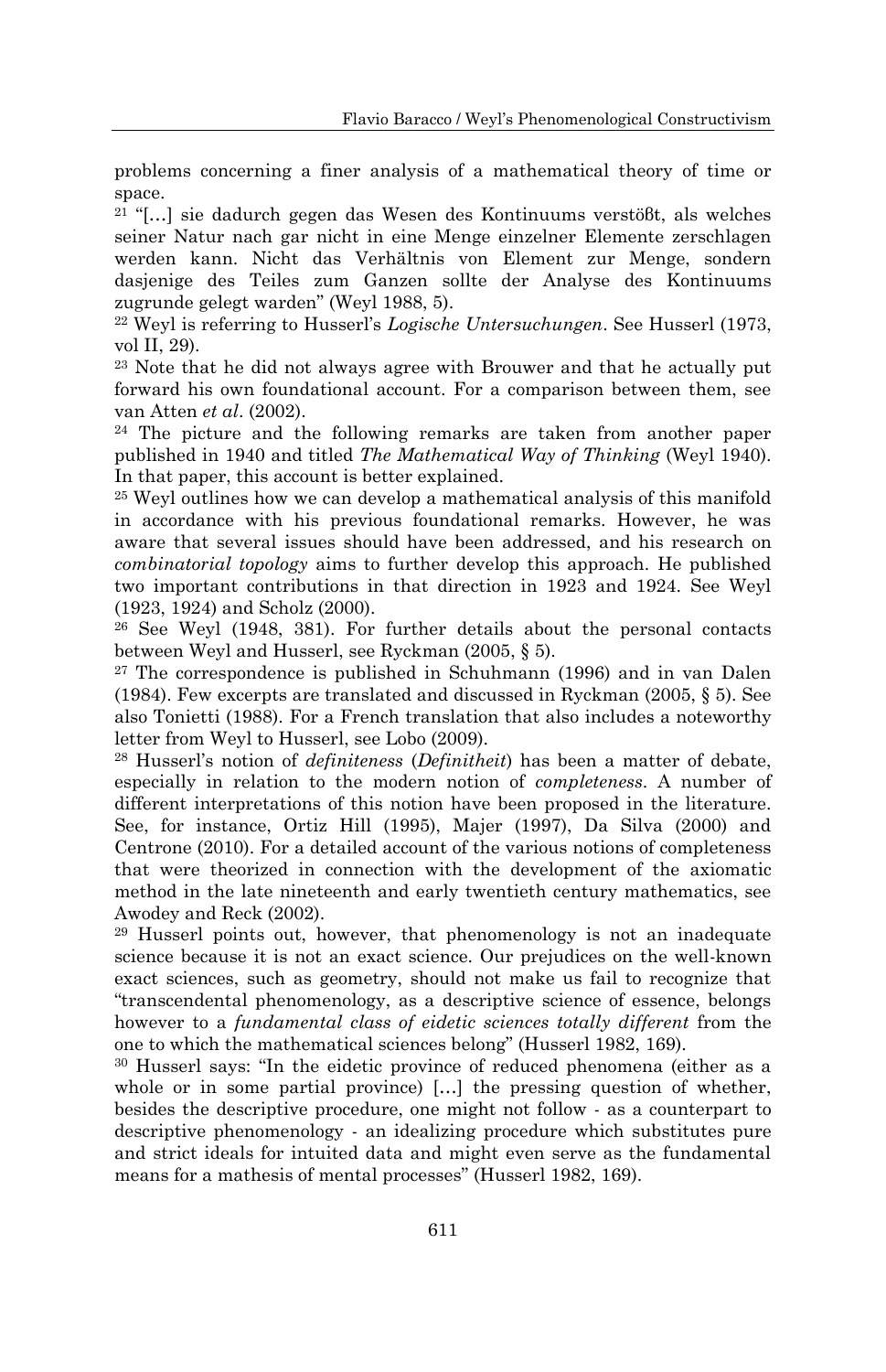problems concerning a finer analysis of a mathematical theory of time or space.

[21] "[…] sie dadurch gegen das Wesen des Kontinuums verstößt, als welches seiner Natur nach gar nicht in eine Menge einzelner Elemente zerschlagen werden kann. Nicht das Verhältnis von Element zur Menge, sondern dasjenige des Teiles zum Ganzen sollte der Analyse des Kontinuums zugrunde gelegt warden" (Weyl 1988, 5).

[22] Weyl is referring to Husserl's *Logische Untersuchungen*. See Husserl (1973, vol II, 29).

[23] Note that he did not always agree with Brouwer and that he actually put forward his own foundational account. For a comparison between them, see van Atten *et al*. (2002).

[24] The picture and the following remarks are taken from another paper published in 1940 and titled *The Mathematical Way of Thinking* (Weyl 1940). In that paper, this account is better explained.

[25] Weyl outlines how we can develop a mathematical analysis of this manifold in accordance with his previous foundational remarks. However, he was aware that several issues should have been addressed, and his research on *combinatorial topology* aims to further develop this approach. He published two important contributions in that direction in 1923 and 1924. See Weyl (1923, 1924) and Scholz (2000).

[26] See Weyl (1948, 381). For further details about the personal contacts between Weyl and Husserl, see Ryckman (2005, § 5).

[27] The correspondence is published in Schuhmann (1996) and in van Dalen (1984). Few excerpts are translated and discussed in Ryckman (2005, § 5). See also Tonietti (1988). For a French translation that also includes a noteworthy letter from Weyl to Husserl, see Lobo (2009).

[28] Husserl's notion of *definiteness* (*Definitheit*) has been a matter of debate, especially in relation to the modern notion of *completeness*. A number of different interpretations of this notion have been proposed in the literature. See, for instance, Ortiz Hill (1995), Majer (1997), Da Silva (2000) and Centrone (2010). For a detailed account of the various notions of completeness that were theorized in connection with the development of the axiomatic method in the late nineteenth and early twentieth century mathematics, see Awodey and Reck (2002).

[29] Husserl points out, however, that phenomenology is not an inadequate science because it is not an exact science. Our prejudices on the well-known exact sciences, such as geometry, should not make us fail to recognize that "transcendental phenomenology, as a descriptive science of essence, belongs however to a *fundamental class of eidetic sciences totally different* from the one to which the mathematical sciences belong" (Husserl 1982, 169).

[30] Husserl says: "In the eidetic province of reduced phenomena (either as a whole or in some partial province) […] the pressing question of whether, besides the descriptive procedure, one might not follow - as a counterpart to descriptive phenomenology - an idealizing procedure which substitutes pure and strict ideals for intuited data and might even serve as the fundamental means for a mathesis of mental processes" (Husserl 1982, 169).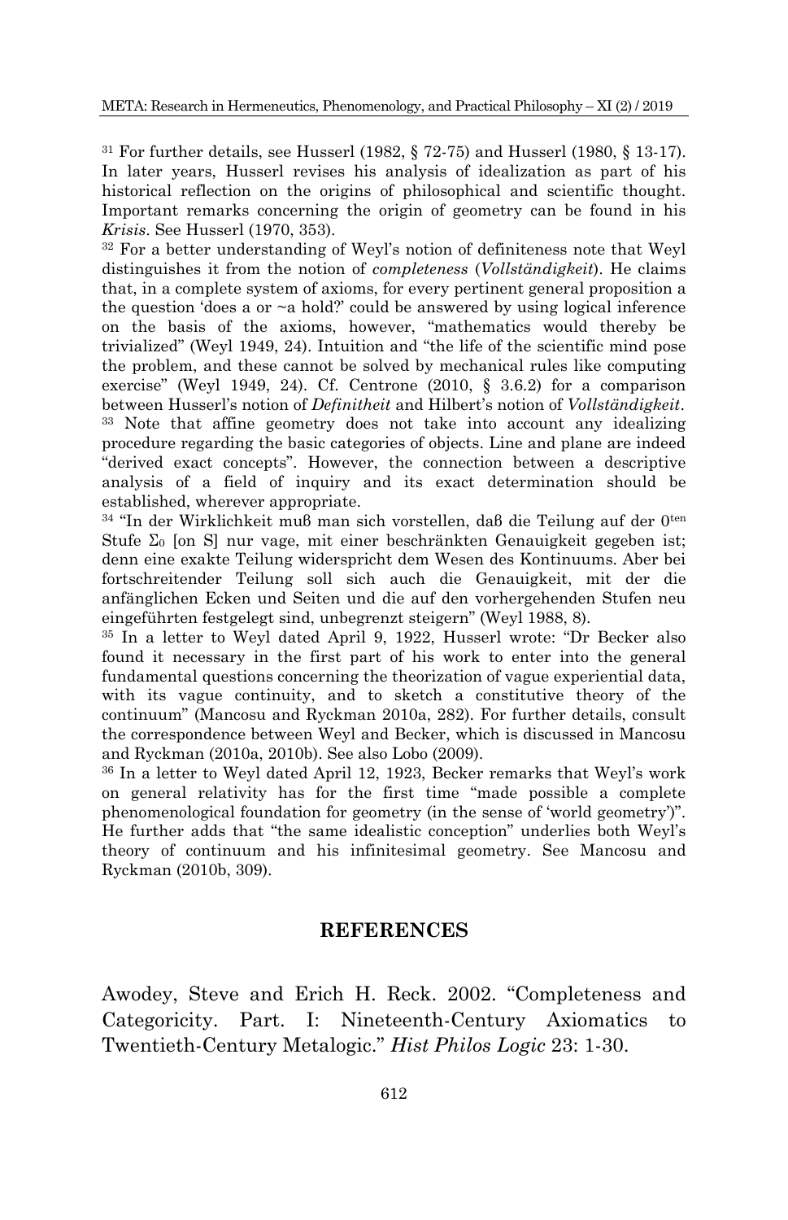[31] For further details, see Husserl (1982, § 72-75) and Husserl (1980, § 13-17). In later years, Husserl revises his analysis of idealization as part of his historical reflection on the origins of philosophical and scientific thought. Important remarks concerning the origin of geometry can be found in his *Krisis*. See Husserl (1970, 353).

[32] For a better understanding of Weyl's notion of definiteness note that Weyl distinguishes it from the notion of *completeness* (*Vollständigkeit*). He claims that, in a complete system of axioms, for every pertinent general proposition a the question 'does a or ~a hold?' could be answered by using logical inference on the basis of the axioms, however, "mathematics would thereby be trivialized" (Weyl 1949, 24). Intuition and "the life of the scientific mind pose the problem, and these cannot be solved by mechanical rules like computing exercise" (Weyl 1949, 24). Cf. Centrone (2010, § 3.6.2) for a comparison between Husserl's notion of *Definitheit* and Hilbert's notion of *Vollständigkeit*.

[33] Note that affine geometry does not take into account any idealizing procedure regarding the basic categories of objects. Line and plane are indeed "derived exact concepts". However, the connection between a descriptive analysis of a field of inquiry and its exact determination should be established, wherever appropriate.

[34] "In der Wirklichkeit muß man sich vorstellen, daß die Teilung auf der $0^{ten}$ Stufe $\Sigma_0$ [on S] nur vage, mit einer beschränkten Genauigkeit gegeben ist; denn eine exakte Teilung widerspricht dem Wesen des Kontinuums. Aber bei fortschreitender Teilung soll sich auch die Genauigkeit, mit der die anfänglichen Ecken und Seiten und die auf den vorhergehenden Stufen neu eingeführten festgelegt sind, unbegrenzt steigern" (Weyl 1988, 8).

[35] In a letter to Weyl dated April 9, 1922, Husserl wrote: "Dr Becker also found it necessary in the first part of his work to enter into the general fundamental questions concerning the theorization of vague experiential data, with its vague continuity, and to sketch a constitutive theory of the continuum" (Mancosu and Ryckman 2010a, 282). For further details, consult the correspondence between Weyl and Becker, which is discussed in Mancosu and Ryckman (2010a, 2010b). See also Lobo (2009).

[36] In a letter to Weyl dated April 12, 1923, Becker remarks that Weyl's work on general relativity has for the first time "made possible a complete phenomenological foundation for geometry (in the sense of 'world geometry')". He further adds that "the same idealistic conception" underlies both Weyl's theory of continuum and his infinitesimal geometry. See Mancosu and Ryckman (2010b, 309).

## REFERENCES

Awodey, Steve and Erich H. Reck. 2002. "Completeness and Categoricity. Part. I: Nineteenth-Century Axiomatics to Twentieth-Century Metalogic." *Hist Philos Logic* 23: 1-30.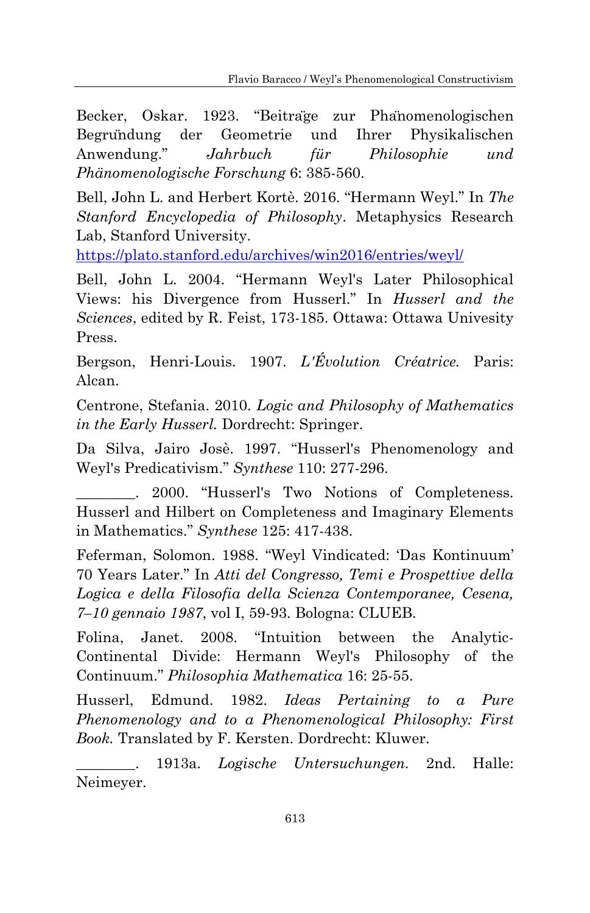Becker, Oskar. 1923. "Beiträge zur Phänomenologischen Begründung der Geometrie und Ihrer Physikalischen Anwendung." *Jahrbuch für Philosophie und Phänomenologische Forschung* 6: 385-560.

Bell, John L. and Herbert Kortè. 2016. "Hermann Weyl." In *The Stanford Encyclopedia of Philosophy*. Metaphysics Research Lab, Stanford University. https://plato.stanford.edu/archives/win2016/entries/weyl/

Bell, John L. 2004. "Hermann Weyl's Later Philosophical Views: his Divergence from Husserl." In *Husserl and the Sciences*, edited by R. Feist, 173-185. Ottawa: Ottawa Univesity Press.

Bergson, Henri-Louis. 1907. *L'Évolution Créatrice.* Paris: Alcan.

Centrone, Stefania. 2010. *Logic and Philosophy of Mathematics in the Early Husserl.* Dordrecht: Springer.

Da Silva, Jairo Josè. 1997. "Husserl's Phenomenology and Weyl's Predicativism." *Synthese* 110: 277-296.

________. 2000. "Husserl's Two Notions of Completeness. Husserl and Hilbert on Completeness and Imaginary Elements in Mathematics." *Synthese* 125: 417-438.

Feferman, Solomon. 1988. "Weyl Vindicated: 'Das Kontinuum' 70 Years Later." In *Atti del Congresso, Temi e Prospettive della Logica e della Filosofia della Scienza Contemporanee, Cesena, 7–10 gennaio 1987*, vol I, 59-93. Bologna: CLUEB.

Folina, Janet. 2008. "Intuition between the Analytic-Continental Divide: Hermann Weyl's Philosophy of the Continuum." *Philosophia Mathematica* 16: 25-55.

Husserl, Edmund. 1982. *Ideas Pertaining to a Pure Phenomenology and to a Phenomenological Philosophy: First Book.* Translated by F. Kersten. Dordrecht: Kluwer.

________. 1913a. *Logische Untersuchungen.* 2nd. Halle: Neimeyer.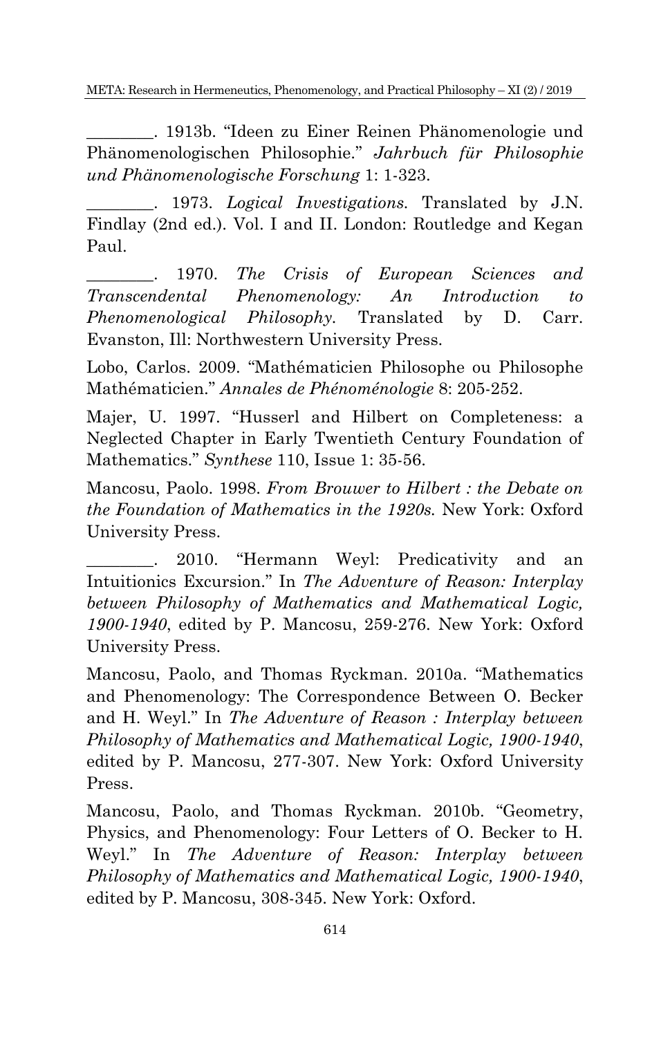________. 1913b. "Ideen zu Einer Reinen Phänomenologie und Phänomenologischen Philosophie." *Jahrbuch für Philosophie und Phänomenologische Forschung* 1: 1-323.

________. 1973. *Logical Investigations*. Translated by J.N. Findlay (2nd ed.). Vol. I and II. London: Routledge and Kegan Paul.

________. 1970. *The Crisis of European Sciences and Transcendental Phenomenology: An Introduction to Phenomenological Philosophy*. Translated by D. Carr. Evanston, Ill: Northwestern University Press.

Lobo, Carlos. 2009. "Mathématicien Philosophe ou Philosophe Mathématicien." *Annales de Phénoménologie* 8: 205-252.

Majer, U. 1997. "Husserl and Hilbert on Completeness: a Neglected Chapter in Early Twentieth Century Foundation of Mathematics." *Synthese* 110, Issue 1: 35-56.

Mancosu, Paolo. 1998. *From Brouwer to Hilbert : the Debate on the Foundation of Mathematics in the 1920s.* New York: Oxford University Press.

________. 2010. "Hermann Weyl: Predicativity and an Intuitionics Excursion." In *The Adventure of Reason: Interplay between Philosophy of Mathematics and Mathematical Logic, 1900-1940*, edited by P. Mancosu, 259-276. New York: Oxford University Press.

Mancosu, Paolo, and Thomas Ryckman. 2010a. "Mathematics and Phenomenology: The Correspondence Between O. Becker and H. Weyl." In *The Adventure of Reason : Interplay between Philosophy of Mathematics and Mathematical Logic, 1900-1940*, edited by P. Mancosu, 277-307. New York: Oxford University Press.

Mancosu, Paolo, and Thomas Ryckman. 2010b. "Geometry, Physics, and Phenomenology: Four Letters of O. Becker to H. Weyl." In *The Adventure of Reason: Interplay between Philosophy of Mathematics and Mathematical Logic, 1900-1940*, edited by P. Mancosu, 308-345. New York: Oxford.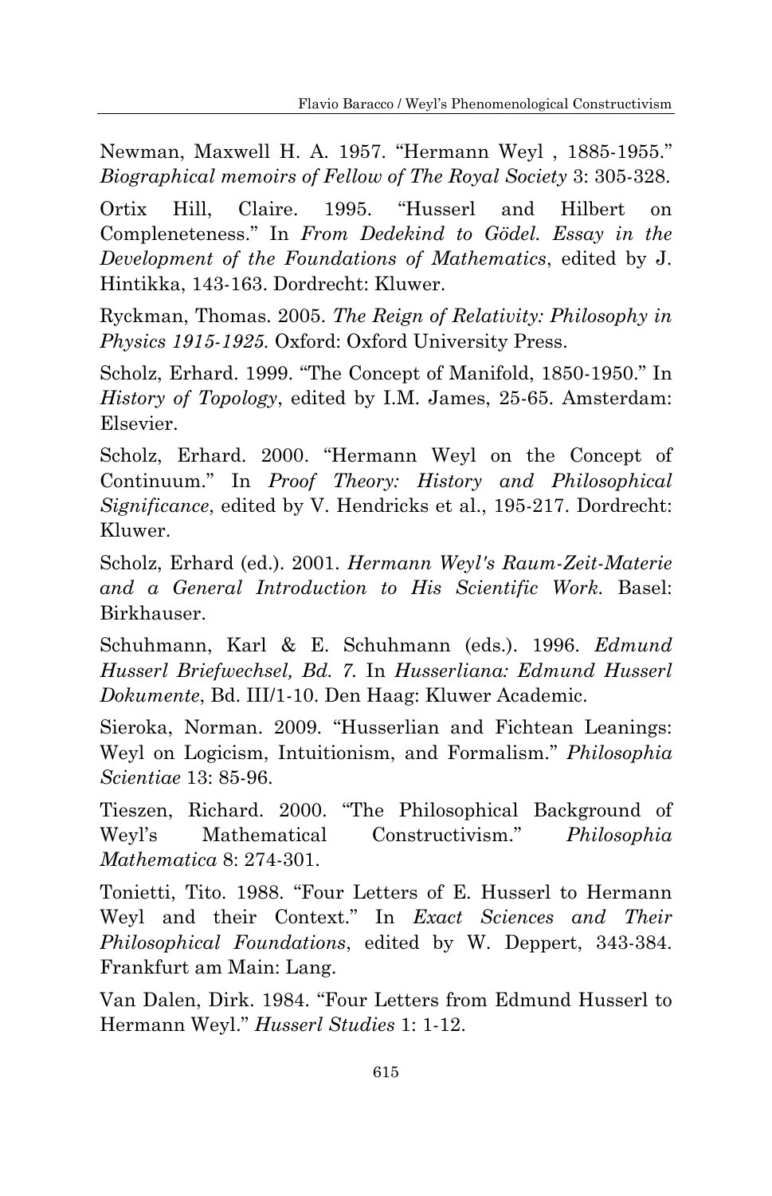Newman, Maxwell H. A. 1957. "Hermann Weyl , 1885-1955." *Biographical memoirs of Fellow of The Royal Society* 3: 305-328.

Ortix Hill, Claire. 1995. "Husserl and Hilbert on Compleneteness." In *From Dedekind to Gödel. Essay in the Development of the Foundations of Mathematics*, edited by J. Hintikka, 143-163. Dordrecht: Kluwer.

Ryckman, Thomas. 2005. *The Reign of Relativity: Philosophy in Physics 1915-1925.* Oxford: Oxford University Press.

Scholz, Erhard. 1999. "The Concept of Manifold, 1850-1950." In *History of Topology*, edited by I.M. James, 25-65. Amsterdam: Elsevier.

Scholz, Erhard. 2000. "Hermann Weyl on the Concept of Continuum." In *Proof Theory: History and Philosophical Significance*, edited by V. Hendricks et al., 195-217. Dordrecht: Kluwer.

Scholz, Erhard (ed.). 2001. *Hermann Weyl's Raum-Zeit-Materie and a General Introduction to His Scientific Work.* Basel: Birkhauser.

Schuhmann, Karl & E. Schuhmann (eds.). 1996. *Edmund Husserl Briefwechsel, Bd. 7.* In *Husserliana: Edmund Husserl Dokumente*, Bd. III/1-10. Den Haag: Kluwer Academic.

Sieroka, Norman. 2009. "Husserlian and Fichtean Leanings: Weyl on Logicism, Intuitionism, and Formalism." *Philosophia Scientiae* 13: 85-96.

Tieszen, Richard. 2000. "The Philosophical Background of Weyl's Mathematical Constructivism." *Philosophia Mathematica* 8: 274-301.

Tonietti, Tito. 1988. "Four Letters of E. Husserl to Hermann Weyl and their Context." In *Exact Sciences and Their Philosophical Foundations*, edited by W. Deppert, 343-384. Frankfurt am Main: Lang.

Van Dalen, Dirk. 1984. "Four Letters from Edmund Husserl to Hermann Weyl." *Husserl Studies* 1: 1-12.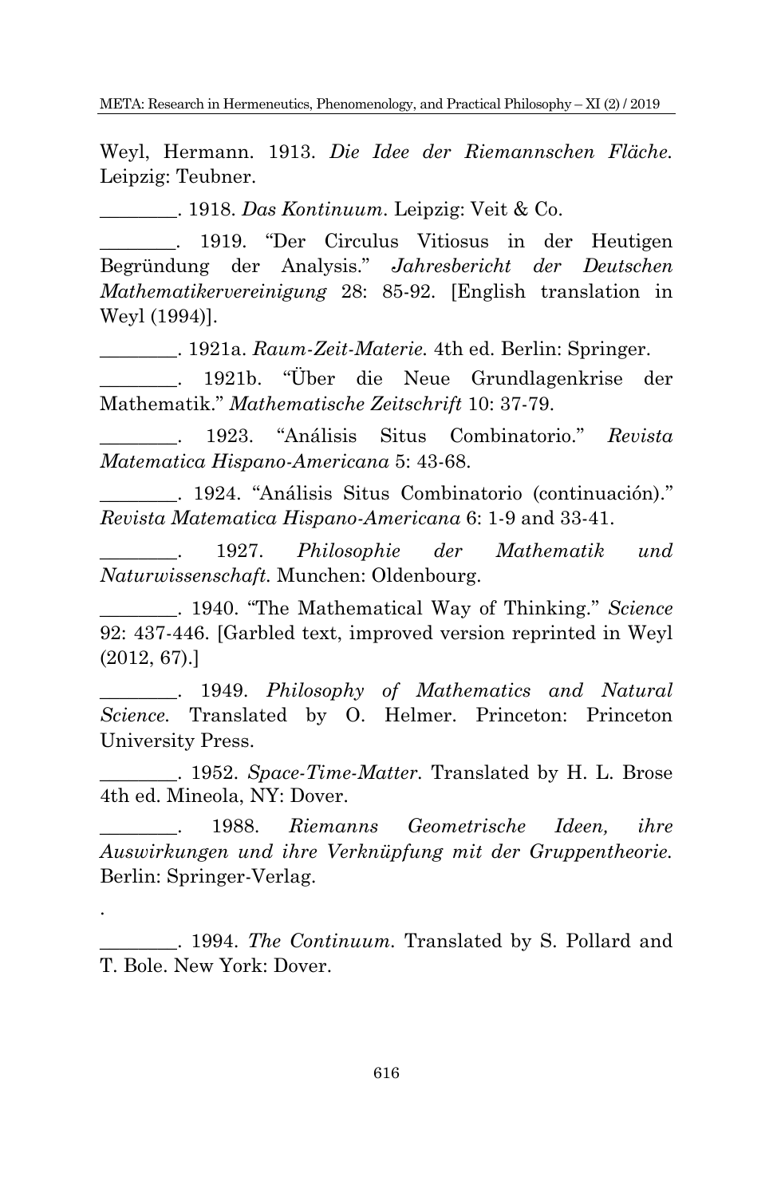Weyl, Hermann. 1913. *Die Idee der Riemannschen Fläche.* Leipzig: Teubner.

________. 1918. *Das Kontinuum*. Leipzig: Veit & Co.

________. 1919. "Der Circulus Vitiosus in der Heutigen Begründung der Analysis." *Jahresbericht der Deutschen Mathematikervereinigung* 28: 85-92. [English translation in Weyl (1994)].

________. 1921a. *Raum-Zeit-Materie.* 4th ed. Berlin: Springer.

________. 1921b. "Über die Neue Grundlagenkrise der Mathematik." *Mathematische Zeitschrift* 10: 37-79.

________. 1923. "Análisis Situs Combinatorio." *Revista Matematica Hispano-Americana* 5: 43-68.

________. 1924. "Análisis Situs Combinatorio (continuación)." *Revista Matematica Hispano-Americana* 6: 1-9 and 33-41.

________. 1927. *Philosophie der Mathematik und Naturwissenschaft.* Munchen: Oldenbourg.

________. 1940. "The Mathematical Way of Thinking." *Science* 92: 437-446. [Garbled text, improved version reprinted in Weyl (2012, 67).]

________. 1949. *Philosophy of Mathematics and Natural Science.* Translated by O. Helmer. Princeton: Princeton University Press.

________. 1952. *Space-Time-Matter.* Translated by H. L. Brose 4th ed. Mineola, NY: Dover.

________. 1988. *Riemanns Geometrische Ideen, ihre Auswirkungen und ihre Verknüpfung mit der Gruppentheorie.* Berlin: Springer-Verlag.

.

________. 1994. *The Continuum*. Translated by S. Pollard and T. Bole. New York: Dover.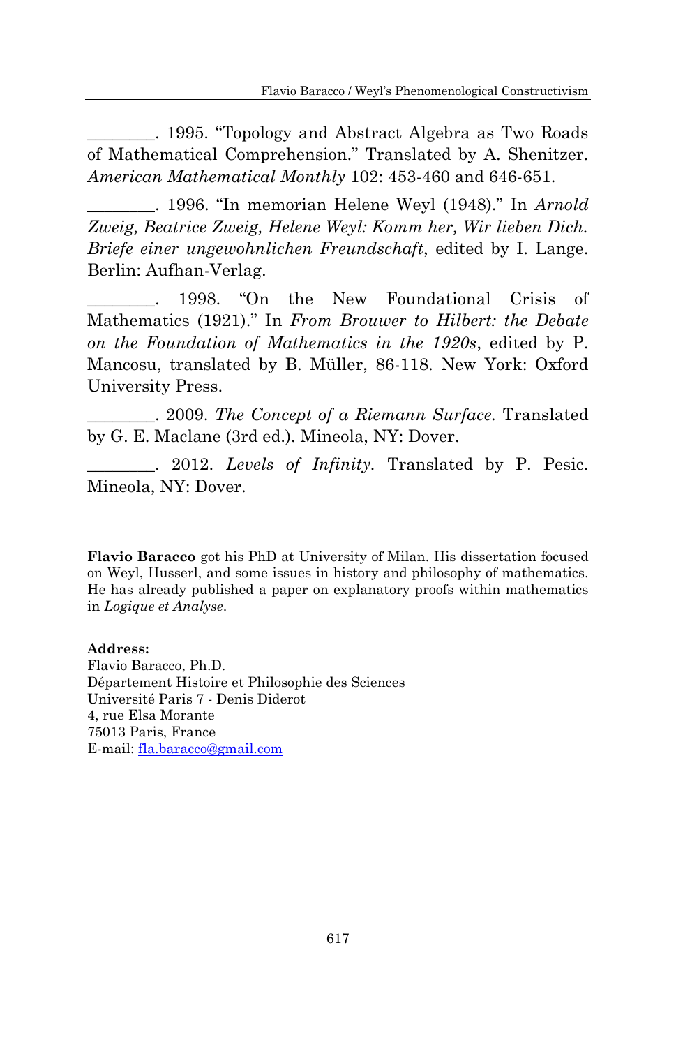________. 1995. "Topology and Abstract Algebra as Two Roads of Mathematical Comprehension." Translated by A. Shenitzer. *American Mathematical Monthly* 102: 453-460 and 646-651.

________. 1996. "In memorian Helene Weyl (1948)." In *Arnold Zweig, Beatrice Zweig, Helene Weyl: Komm her, Wir lieben Dich. Briefe einer ungewohnlichen Freundschaft*, edited by I. Lange. Berlin: Aufhan-Verlag.

________. 1998. "On the New Foundational Crisis of Mathematics (1921)." In *From Brouwer to Hilbert: the Debate on the Foundation of Mathematics in the 1920s*, edited by P. Mancosu, translated by B. Müller, 86-118. New York: Oxford University Press.

________. 2009. *The Concept of a Riemann Surface.* Translated by G. E. Maclane (3rd ed.). Mineola, NY: Dover.

________. 2012. *Levels of Infinity*. Translated by P. Pesic. Mineola, NY: Dover.

**Flavio Baracco** got his PhD at University of Milan. His dissertation focused on Weyl, Husserl, and some issues in history and philosophy of mathematics. He has already published a paper on explanatory proofs within mathematics in *Logique et Analyse*.

**Address:**
Flavio Baracco, Ph.D.
Département Histoire et Philosophie des Sciences
Université Paris 7 - Denis Diderot
4, rue Elsa Morante
75013 Paris, France
E-mail: fla.baracco@gmail.com